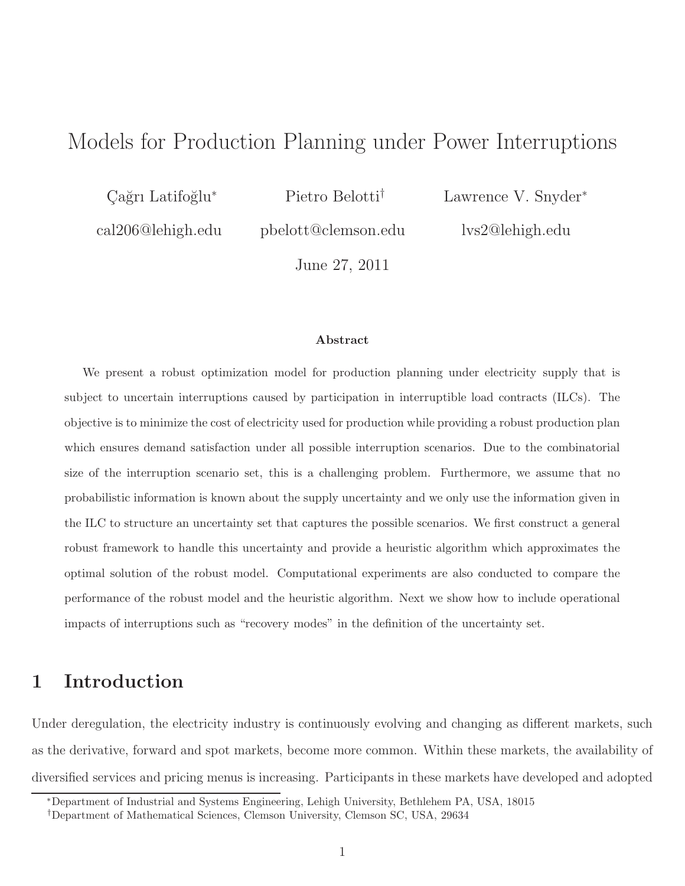# Models for Production Planning under Power Interruptions

Çağrı Latifoğlu[*] — cal206@lehigh.edu

Pietro Belotti[†] — pbelott@clemson.edu

Lawrence V. Snyder[*] — lvs2@lehigh.edu

June 27, 2011

### Abstract

We present a robust optimization model for production planning under electricity supply that is subject to uncertain interruptions caused by participation in interruptible load contracts (ILCs). The objective is to minimize the cost of electricity used for production while providing a robust production plan which ensures demand satisfaction under all possible interruption scenarios. Due to the combinatorial size of the interruption scenario set, this is a challenging problem. Furthermore, we assume that no probabilistic information is known about the supply uncertainty and we only use the information given in the ILC to structure an uncertainty set that captures the possible scenarios. We first construct a general robust framework to handle this uncertainty and provide a heuristic algorithm which approximates the optimal solution of the robust model. Computational experiments are also conducted to compare the performance of the robust model and the heuristic algorithm. Next we show how to include operational impacts of interruptions such as "recovery modes" in the definition of the uncertainty set.

## 1 Introduction

Under deregulation, the electricity industry is continuously evolving and changing as different markets, such as the derivative, forward and spot markets, become more common. Within these markets, the availability of diversified services and pricing menus is increasing. Participants in these markets have developed and adopted

---

[*] Department of Industrial and Systems Engineering, Lehigh University, Bethlehem PA, USA, 18015

[†] Department of Mathematical Sciences, Clemson University, Clemson SC, USA, 29634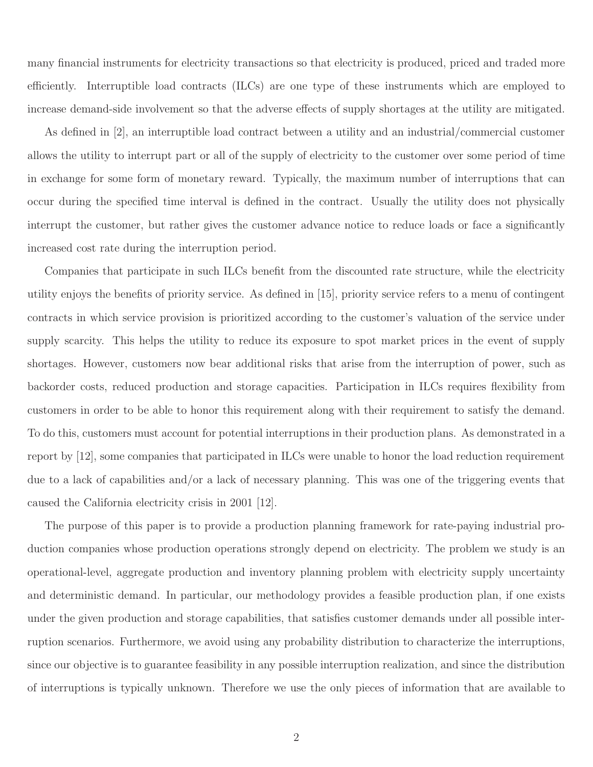many financial instruments for electricity transactions so that electricity is produced, priced and traded more efficiently. Interruptible load contracts (ILCs) are one type of these instruments which are employed to increase demand-side involvement so that the adverse effects of supply shortages at the utility are mitigated.

As defined in [2], an interruptible load contract between a utility and an industrial/commercial customer allows the utility to interrupt part or all of the supply of electricity to the customer over some period of time in exchange for some form of monetary reward. Typically, the maximum number of interruptions that can occur during the specified time interval is defined in the contract. Usually the utility does not physically interrupt the customer, but rather gives the customer advance notice to reduce loads or face a significantly increased cost rate during the interruption period.

Companies that participate in such ILCs benefit from the discounted rate structure, while the electricity utility enjoys the benefits of priority service. As defined in [15], priority service refers to a menu of contingent contracts in which service provision is prioritized according to the customer's valuation of the service under supply scarcity. This helps the utility to reduce its exposure to spot market prices in the event of supply shortages. However, customers now bear additional risks that arise from the interruption of power, such as backorder costs, reduced production and storage capacities. Participation in ILCs requires flexibility from customers in order to be able to honor this requirement along with their requirement to satisfy the demand. To do this, customers must account for potential interruptions in their production plans. As demonstrated in a report by [12], some companies that participated in ILCs were unable to honor the load reduction requirement due to a lack of capabilities and/or a lack of necessary planning. This was one of the triggering events that caused the California electricity crisis in 2001 [12].

The purpose of this paper is to provide a production planning framework for rate-paying industrial production companies whose production operations strongly depend on electricity. The problem we study is an operational-level, aggregate production and inventory planning problem with electricity supply uncertainty and deterministic demand. In particular, our methodology provides a feasible production plan, if one exists under the given production and storage capabilities, that satisfies customer demands under all possible interruption scenarios. Furthermore, we avoid using any probability distribution to characterize the interruptions, since our objective is to guarantee feasibility in any possible interruption realization, and since the distribution of interruptions is typically unknown. Therefore we use the only pieces of information that are available to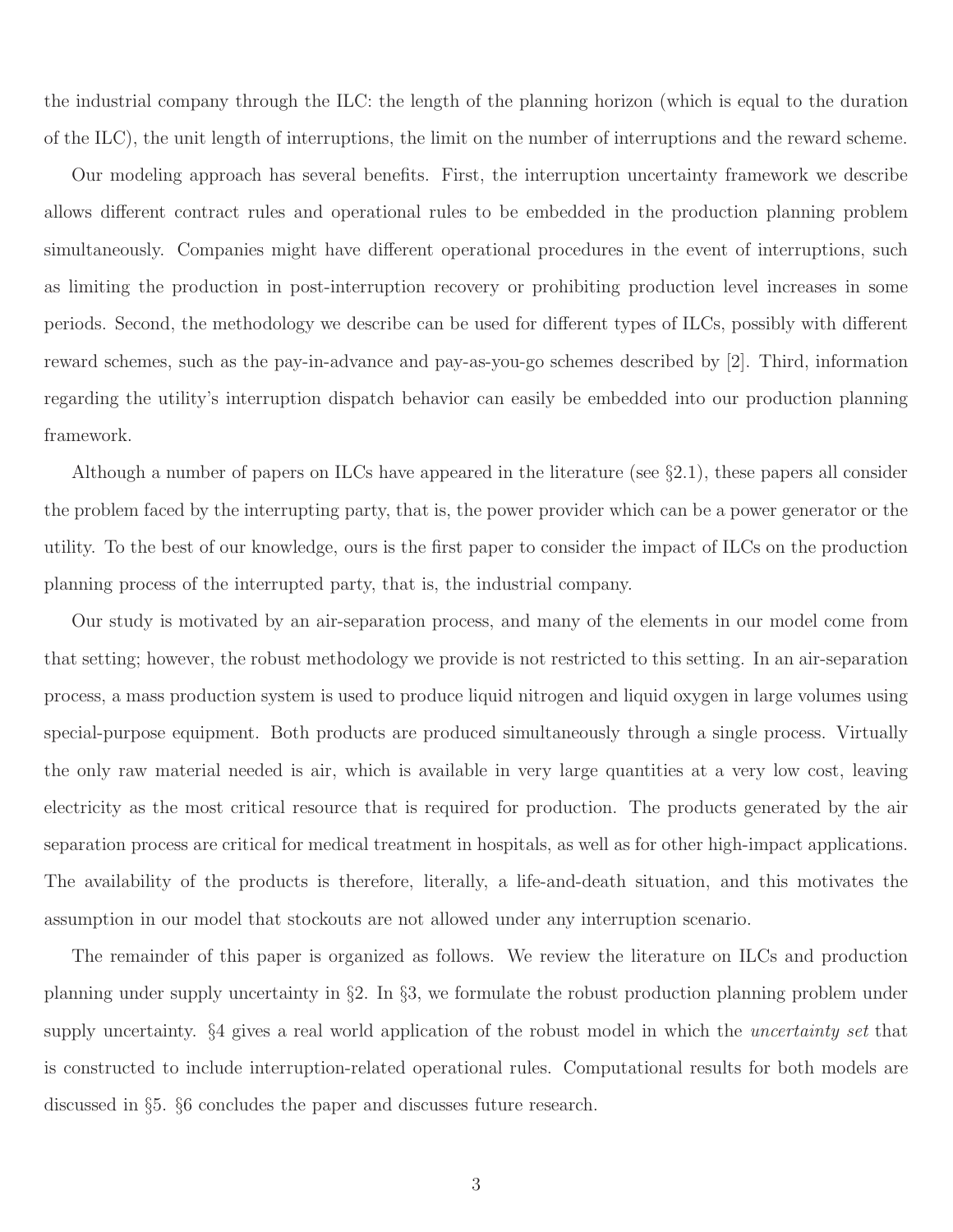the industrial company through the ILC: the length of the planning horizon (which is equal to the duration of the ILC), the unit length of interruptions, the limit on the number of interruptions and the reward scheme.

Our modeling approach has several benefits. First, the interruption uncertainty framework we describe allows different contract rules and operational rules to be embedded in the production planning problem simultaneously. Companies might have different operational procedures in the event of interruptions, such as limiting the production in post-interruption recovery or prohibiting production level increases in some periods. Second, the methodology we describe can be used for different types of ILCs, possibly with different reward schemes, such as the pay-in-advance and pay-as-you-go schemes described by [2]. Third, information regarding the utility's interruption dispatch behavior can easily be embedded into our production planning framework.

Although a number of papers on ILCs have appeared in the literature (see §2.1), these papers all consider the problem faced by the interrupting party, that is, the power provider which can be a power generator or the utility. To the best of our knowledge, ours is the first paper to consider the impact of ILCs on the production planning process of the interrupted party, that is, the industrial company.

Our study is motivated by an air-separation process, and many of the elements in our model come from that setting; however, the robust methodology we provide is not restricted to this setting. In an air-separation process, a mass production system is used to produce liquid nitrogen and liquid oxygen in large volumes using special-purpose equipment. Both products are produced simultaneously through a single process. Virtually the only raw material needed is air, which is available in very large quantities at a very low cost, leaving electricity as the most critical resource that is required for production. The products generated by the air separation process are critical for medical treatment in hospitals, as well as for other high-impact applications. The availability of the products is therefore, literally, a life-and-death situation, and this motivates the assumption in our model that stockouts are not allowed under any interruption scenario.

The remainder of this paper is organized as follows. We review the literature on ILCs and production planning under supply uncertainty in §2. In §3, we formulate the robust production planning problem under supply uncertainty. §4 gives a real world application of the robust model in which the *uncertainty set* that is constructed to include interruption-related operational rules. Computational results for both models are discussed in §5. §6 concludes the paper and discusses future research.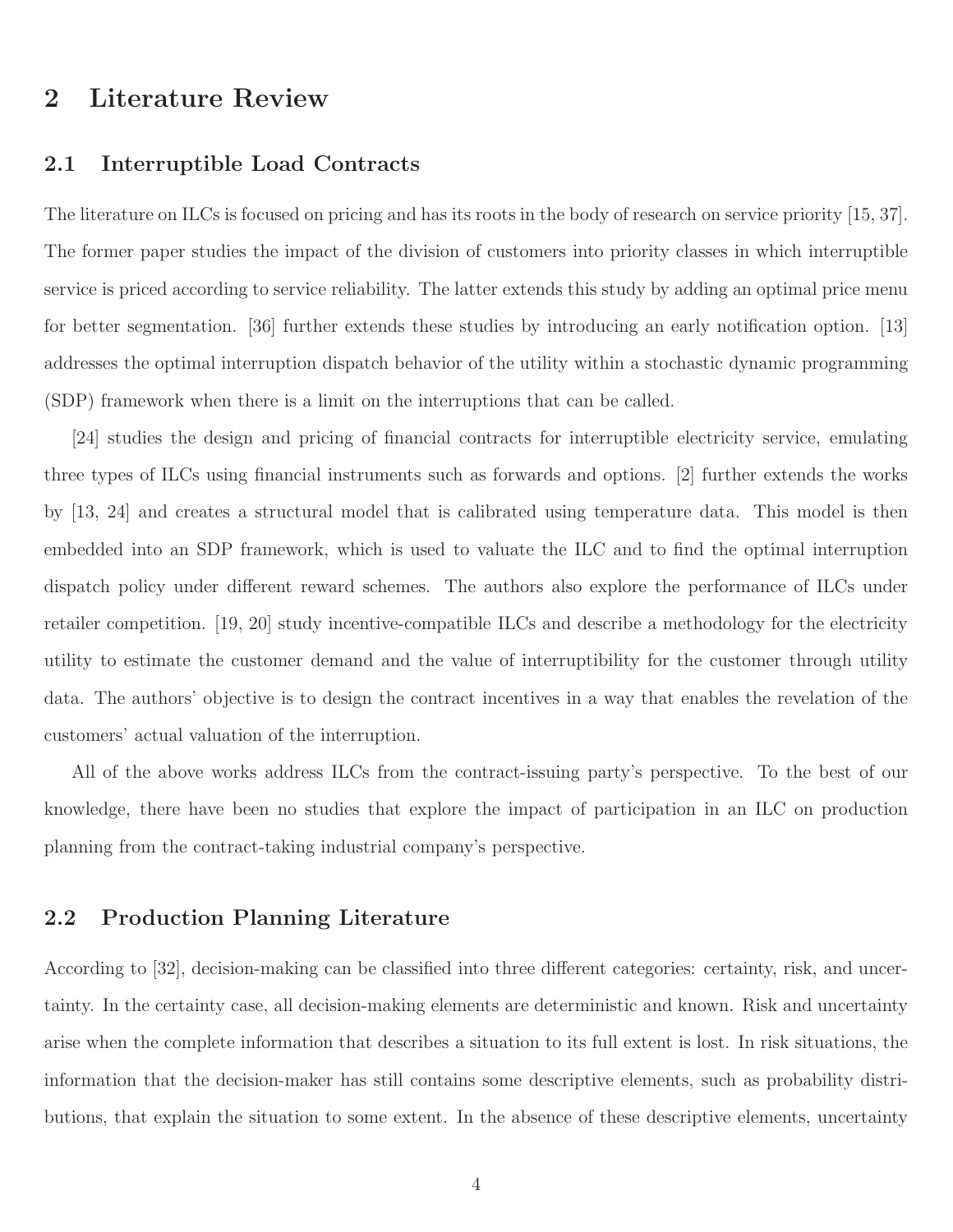# 2 Literature Review

## 2.1 Interruptible Load Contracts

The literature on ILCs is focused on pricing and has its roots in the body of research on service priority [15, 37]. The former paper studies the impact of the division of customers into priority classes in which interruptible service is priced according to service reliability. The latter extends this study by adding an optimal price menu for better segmentation. [36] further extends these studies by introducing an early notification option. [13] addresses the optimal interruption dispatch behavior of the utility within a stochastic dynamic programming (SDP) framework when there is a limit on the interruptions that can be called.

[24] studies the design and pricing of financial contracts for interruptible electricity service, emulating three types of ILCs using financial instruments such as forwards and options. [2] further extends the works by [13, 24] and creates a structural model that is calibrated using temperature data. This model is then embedded into an SDP framework, which is used to valuate the ILC and to find the optimal interruption dispatch policy under different reward schemes. The authors also explore the performance of ILCs under retailer competition. [19, 20] study incentive-compatible ILCs and describe a methodology for the electricity utility to estimate the customer demand and the value of interruptibility for the customer through utility data. The authors' objective is to design the contract incentives in a way that enables the revelation of the customers' actual valuation of the interruption.

All of the above works address ILCs from the contract-issuing party's perspective. To the best of our knowledge, there have been no studies that explore the impact of participation in an ILC on production planning from the contract-taking industrial company's perspective.

## 2.2 Production Planning Literature

According to [32], decision-making can be classified into three different categories: certainty, risk, and uncertainty. In the certainty case, all decision-making elements are deterministic and known. Risk and uncertainty arise when the complete information that describes a situation to its full extent is lost. In risk situations, the information that the decision-maker has still contains some descriptive elements, such as probability distributions, that explain the situation to some extent. In the absence of these descriptive elements, uncertainty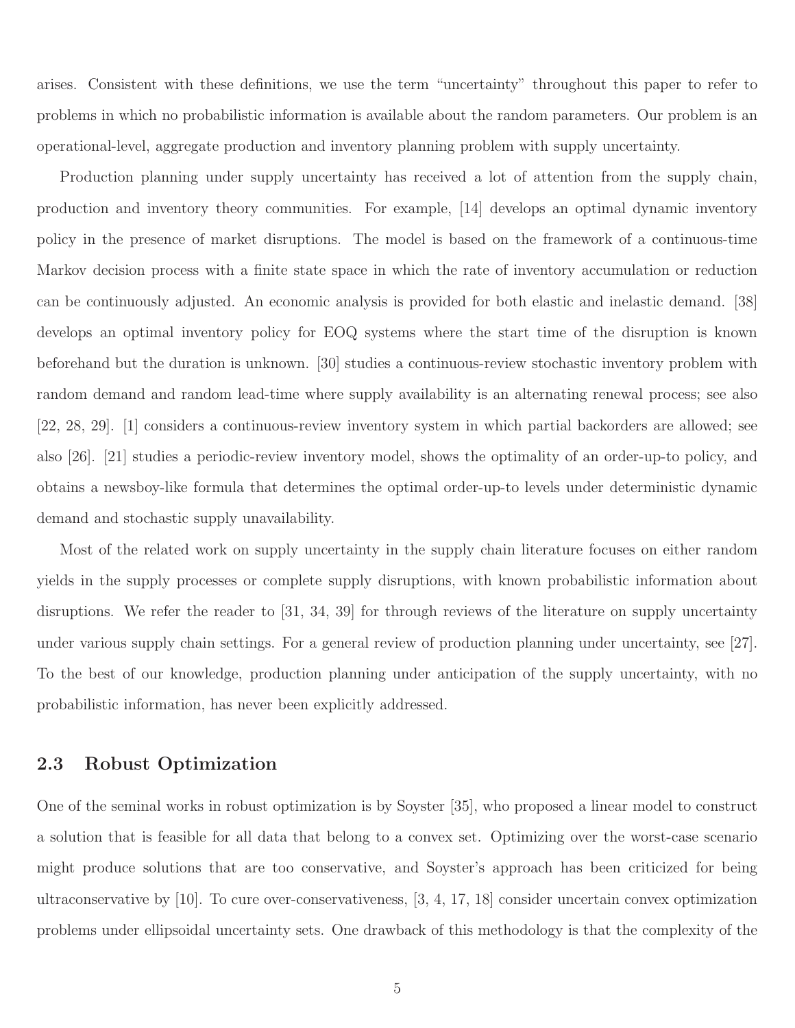arises. Consistent with these definitions, we use the term "uncertainty" throughout this paper to refer to problems in which no probabilistic information is available about the random parameters. Our problem is an operational-level, aggregate production and inventory planning problem with supply uncertainty.

Production planning under supply uncertainty has received a lot of attention from the supply chain, production and inventory theory communities. For example, [14] develops an optimal dynamic inventory policy in the presence of market disruptions. The model is based on the framework of a continuous-time Markov decision process with a finite state space in which the rate of inventory accumulation or reduction can be continuously adjusted. An economic analysis is provided for both elastic and inelastic demand. [38] develops an optimal inventory policy for EOQ systems where the start time of the disruption is known beforehand but the duration is unknown. [30] studies a continuous-review stochastic inventory problem with random demand and random lead-time where supply availability is an alternating renewal process; see also [22, 28, 29]. [1] considers a continuous-review inventory system in which partial backorders are allowed; see also [26]. [21] studies a periodic-review inventory model, shows the optimality of an order-up-to policy, and obtains a newsboy-like formula that determines the optimal order-up-to levels under deterministic dynamic demand and stochastic supply unavailability.

Most of the related work on supply uncertainty in the supply chain literature focuses on either random yields in the supply processes or complete supply disruptions, with known probabilistic information about disruptions. We refer the reader to [31, 34, 39] for through reviews of the literature on supply uncertainty under various supply chain settings. For a general review of production planning under uncertainty, see [27]. To the best of our knowledge, production planning under anticipation of the supply uncertainty, with no probabilistic information, has never been explicitly addressed.

## 2.3 Robust Optimization

One of the seminal works in robust optimization is by Soyster [35], who proposed a linear model to construct a solution that is feasible for all data that belong to a convex set. Optimizing over the worst-case scenario might produce solutions that are too conservative, and Soyster's approach has been criticized for being ultraconservative by [10]. To cure over-conservativeness, [3, 4, 17, 18] consider uncertain convex optimization problems under ellipsoidal uncertainty sets. One drawback of this methodology is that the complexity of the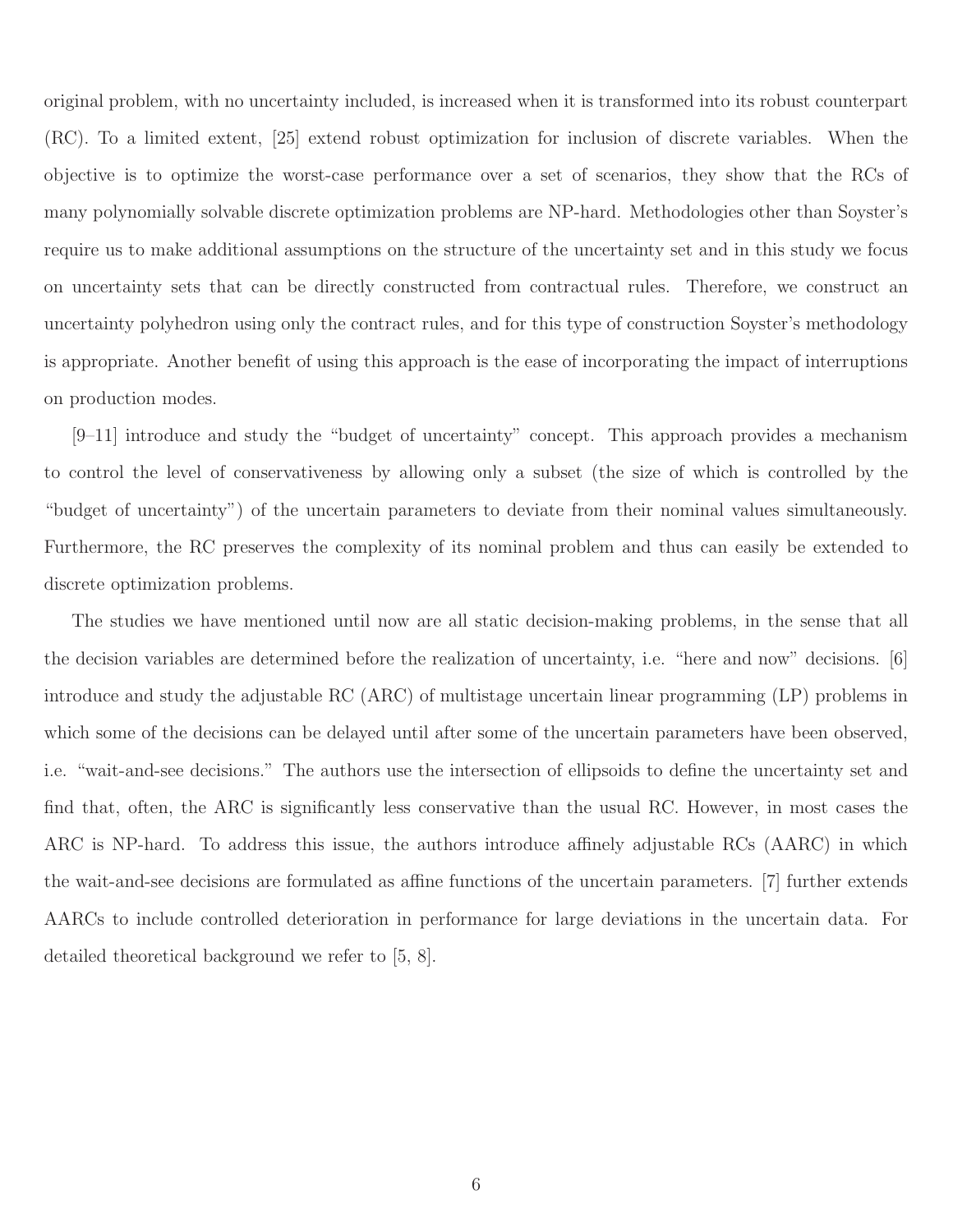original problem, with no uncertainty included, is increased when it is transformed into its robust counterpart (RC). To a limited extent, [25] extend robust optimization for inclusion of discrete variables. When the objective is to optimize the worst-case performance over a set of scenarios, they show that the RCs of many polynomially solvable discrete optimization problems are NP-hard. Methodologies other than Soyster's require us to make additional assumptions on the structure of the uncertainty set and in this study we focus on uncertainty sets that can be directly constructed from contractual rules. Therefore, we construct an uncertainty polyhedron using only the contract rules, and for this type of construction Soyster's methodology is appropriate. Another benefit of using this approach is the ease of incorporating the impact of interruptions on production modes.

[9–11] introduce and study the "budget of uncertainty" concept. This approach provides a mechanism to control the level of conservativeness by allowing only a subset (the size of which is controlled by the "budget of uncertainty") of the uncertain parameters to deviate from their nominal values simultaneously. Furthermore, the RC preserves the complexity of its nominal problem and thus can easily be extended to discrete optimization problems.

The studies we have mentioned until now are all static decision-making problems, in the sense that all the decision variables are determined before the realization of uncertainty, i.e. "here and now" decisions. [6] introduce and study the adjustable RC (ARC) of multistage uncertain linear programming (LP) problems in which some of the decisions can be delayed until after some of the uncertain parameters have been observed, i.e. "wait-and-see decisions." The authors use the intersection of ellipsoids to define the uncertainty set and find that, often, the ARC is significantly less conservative than the usual RC. However, in most cases the ARC is NP-hard. To address this issue, the authors introduce affinely adjustable RCs (AARC) in which the wait-and-see decisions are formulated as affine functions of the uncertain parameters. [7] further extends AARCs to include controlled deterioration in performance for large deviations in the uncertain data. For detailed theoretical background we refer to [5, 8].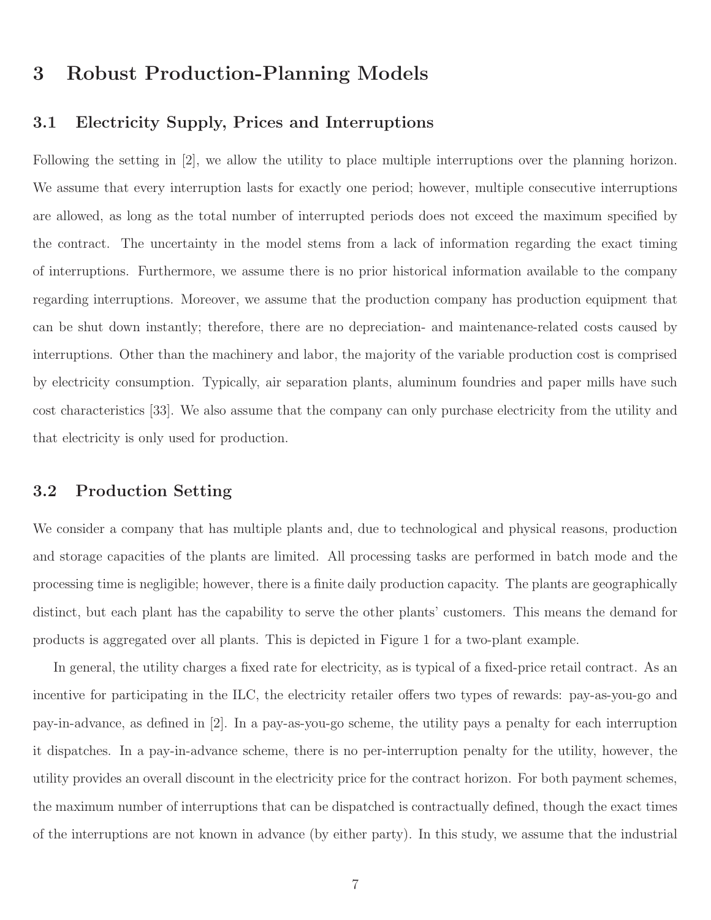# 3 Robust Production-Planning Models

## 3.1 Electricity Supply, Prices and Interruptions

Following the setting in [2], we allow the utility to place multiple interruptions over the planning horizon. We assume that every interruption lasts for exactly one period; however, multiple consecutive interruptions are allowed, as long as the total number of interrupted periods does not exceed the maximum specified by the contract. The uncertainty in the model stems from a lack of information regarding the exact timing of interruptions. Furthermore, we assume there is no prior historical information available to the company regarding interruptions. Moreover, we assume that the production company has production equipment that can be shut down instantly; therefore, there are no depreciation- and maintenance-related costs caused by interruptions. Other than the machinery and labor, the majority of the variable production cost is comprised by electricity consumption. Typically, air separation plants, aluminum foundries and paper mills have such cost characteristics [33]. We also assume that the company can only purchase electricity from the utility and that electricity is only used for production.

## 3.2 Production Setting

We consider a company that has multiple plants and, due to technological and physical reasons, production and storage capacities of the plants are limited. All processing tasks are performed in batch mode and the processing time is negligible; however, there is a finite daily production capacity. The plants are geographically distinct, but each plant has the capability to serve the other plants' customers. This means the demand for products is aggregated over all plants. This is depicted in Figure 1 for a two-plant example.

In general, the utility charges a fixed rate for electricity, as is typical of a fixed-price retail contract. As an incentive for participating in the ILC, the electricity retailer offers two types of rewards: pay-as-you-go and pay-in-advance, as defined in [2]. In a pay-as-you-go scheme, the utility pays a penalty for each interruption it dispatches. In a pay-in-advance scheme, there is no per-interruption penalty for the utility, however, the utility provides an overall discount in the electricity price for the contract horizon. For both payment schemes, the maximum number of interruptions that can be dispatched is contractually defined, though the exact times of the interruptions are not known in advance (by either party). In this study, we assume that the industrial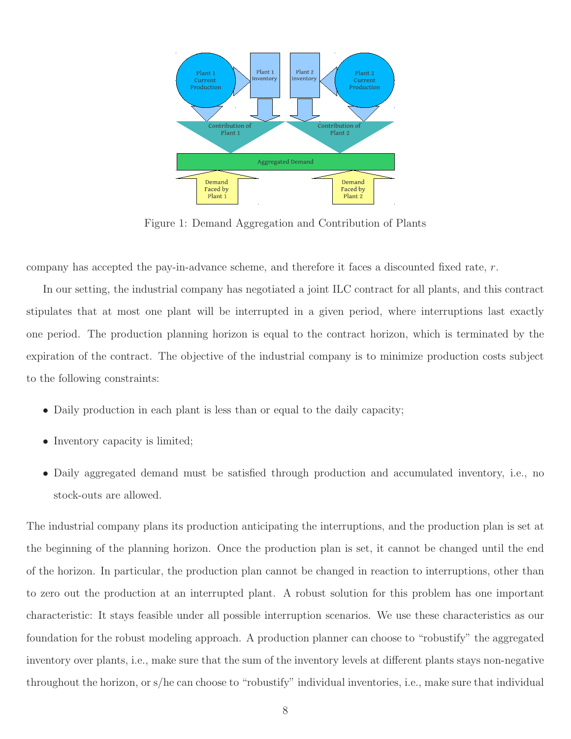Figure 1: Demand Aggregation and Contribution of Plants

company has accepted the pay-in-advance scheme, and therefore it faces a discounted fixed rate, $r$.

In our setting, the industrial company has negotiated a joint ILC contract for all plants, and this contract stipulates that at most one plant will be interrupted in a given period, where interruptions last exactly one period. The production planning horizon is equal to the contract horizon, which is terminated by the expiration of the contract. The objective of the industrial company is to minimize production costs subject to the following constraints:

- Daily production in each plant is less than or equal to the daily capacity;
- Inventory capacity is limited;
- Daily aggregated demand must be satisfied through production and accumulated inventory, i.e., no stock-outs are allowed.

The industrial company plans its production anticipating the interruptions, and the production plan is set at the beginning of the planning horizon. Once the production plan is set, it cannot be changed until the end of the horizon. In particular, the production plan cannot be changed in reaction to interruptions, other than to zero out the production at an interrupted plant. A robust solution for this problem has one important characteristic: It stays feasible under all possible interruption scenarios. We use these characteristics as our foundation for the robust modeling approach. A production planner can choose to "robustify" the aggregated inventory over plants, i.e., make sure that the sum of the inventory levels at different plants stays non-negative throughout the horizon, or s/he can choose to "robustify" individual inventories, i.e., make sure that individual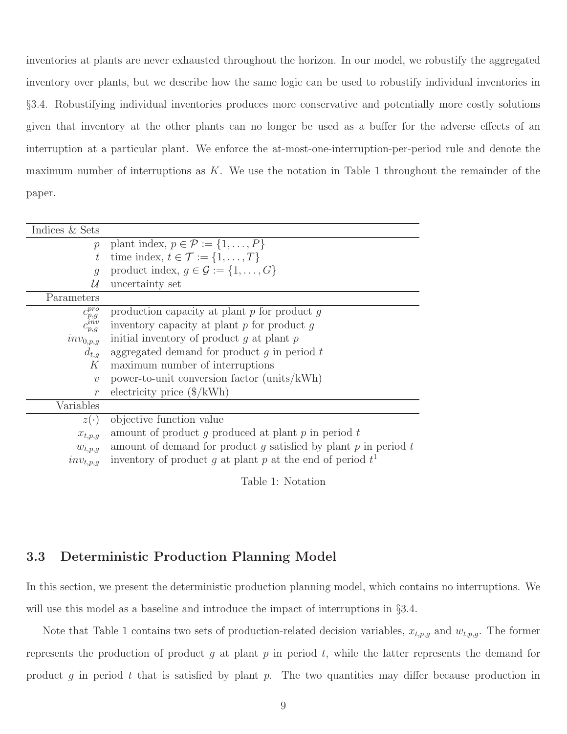inventories at plants are never exhausted throughout the horizon. In our model, we robustify the aggregated inventory over plants, but we describe how the same logic can be used to robustify individual inventories in §3.4. Robustifying individual inventories produces more conservative and potentially more costly solutions given that inventory at the other plants can no longer be used as a buffer for the adverse effects of an interruption at a particular plant. We enforce the at-most-one-interruption-per-period rule and denote the maximum number of interruptions as $K$. We use the notation in Table 1 throughout the remainder of the paper.

| Indices & Sets | |
|---|---|
| $p$ | plant index, $p \in \mathcal{P} := \{1, \ldots, P\}$ |
| $t$ | time index, $t \in \mathcal{T} := \{1, \ldots, T\}$ |
| $g$ | product index, $g \in \mathcal{G} := \{1, \ldots, G\}$ |
| $\mathcal{U}$ | uncertainty set |
| **Parameters** | |
| $c^{pro}_{p,g}$ | production capacity at plant $p$ for product $g$ |
| $c^{inv}_{p,g}$ | inventory capacity at plant $p$ for product $g$ |
| $inv_{0,p,g}$ | initial inventory of product $g$ at plant $p$ |
| $d_{t,g}$ | aggregated demand for product $g$ in period $t$ |
| $K$ | maximum number of interruptions |
| $\upsilon$ | power-to-unit conversion factor (units/kWh) |
| $r$ | electricity price ($/kWh) |
| **Variables** | |
| $z(\cdot)$ | objective function value |
| $x_{t,p,g}$ | amount of product $g$ produced at plant $p$ in period $t$ |
| $w_{t,p,g}$ | amount of demand for product $g$ satisfied by plant $p$ in period $t$ |
| $inv_{t,p,g}$ | inventory of product $g$ at plant $p$ at the end of period $t$[1] |

Table 1: Notation

### 3.3 Deterministic Production Planning Model

In this section, we present the deterministic production planning model, which contains no interruptions. We will use this model as a baseline and introduce the impact of interruptions in §3.4.

Note that Table 1 contains two sets of production-related decision variables, $x_{t,p,g}$ and $w_{t,p,g}$. The former represents the production of product $g$ at plant $p$ in period $t$, while the latter represents the demand for product $g$ in period $t$ that is satisfied by plant $p$. The two quantities may differ because production in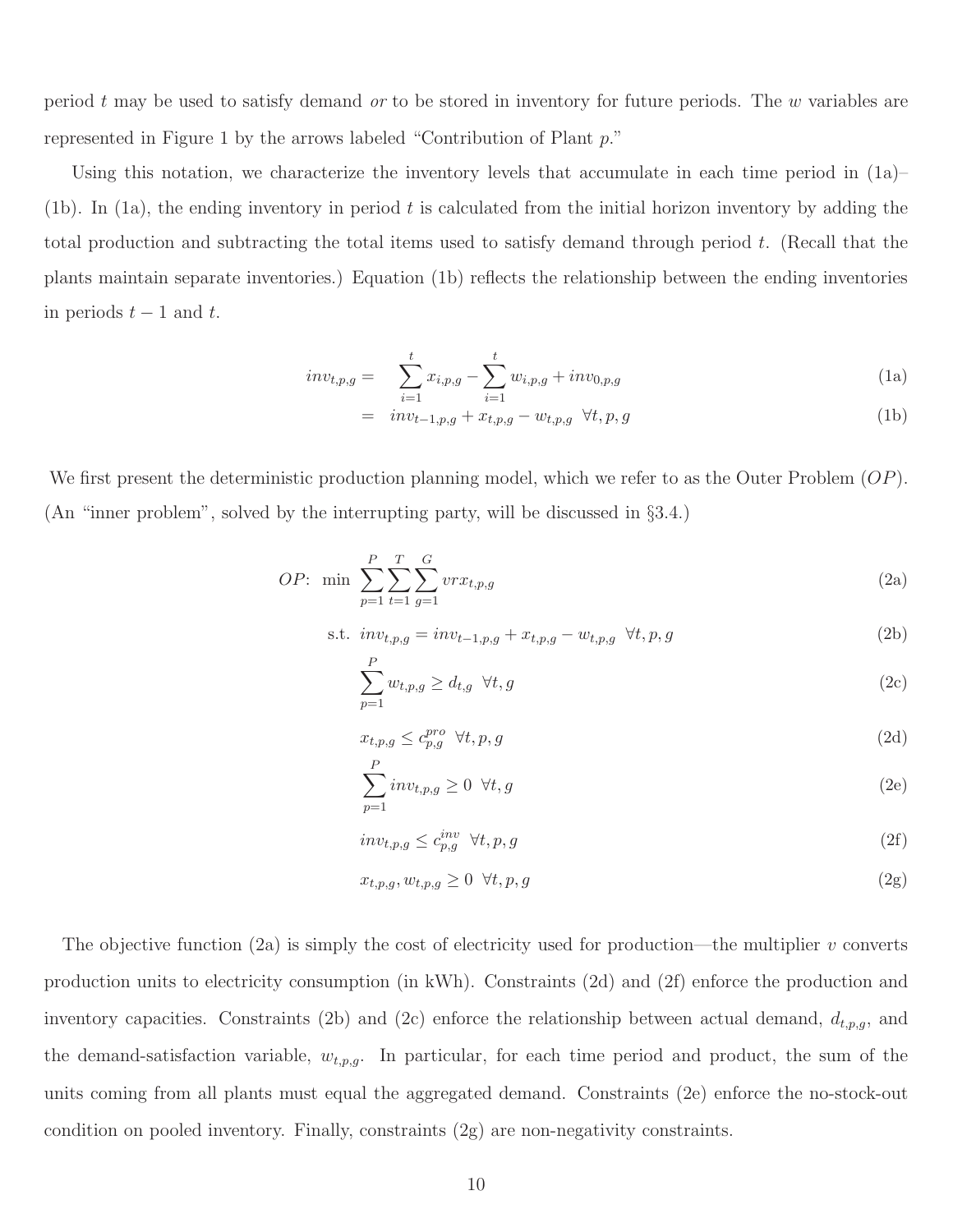period $t$ may be used to satisfy demand *or* to be stored in inventory for future periods. The $w$ variables are represented in Figure 1 by the arrows labeled "Contribution of Plant $p$."

Using this notation, we characterize the inventory levels that accumulate in each time period in (1a)–(1b). In (1a), the ending inventory in period $t$ is calculated from the initial horizon inventory by adding the total production and subtracting the total items used to satisfy demand through period $t$. (Recall that the plants maintain separate inventories.) Equation (1b) reflects the relationship between the ending inventories in periods $t-1$ and $t$.

$$
\begin{aligned}
inv_{t,p,g} &= \sum_{i=1}^{t} x_{i,p,g} - \sum_{i=1}^{t} w_{i,p,g} + inv_{0,p,g} && \text{(1a)} \\
&= inv_{t-1,p,g} + x_{t,p,g} - w_{t,p,g} \quad \forall t, p, g && \text{(1b)}
\end{aligned}
$$

We first present the deterministic production planning model, which we refer to as the Outer Problem ($OP$). (An "inner problem", solved by the interrupting party, will be discussed in §3.4.)

$$
OP\text{: } \min \sum_{p=1}^{P}\sum_{t=1}^{T}\sum_{g=1}^{G} vrx_{t,p,g} \tag{2a}
$$

$$
\text{s.t. } inv_{t,p,g} = inv_{t-1,p,g} + x_{t,p,g} - w_{t,p,g} \quad \forall t, p, g \tag{2b}
$$

$$
\sum_{p=1}^{P} w_{t,p,g} \geq d_{t,g} \quad \forall t, g \tag{2c}
$$

$$
x_{t,p,g} \leq c_{p,g}^{pro} \quad \forall t, p, g \tag{2d}
$$

$$
\sum_{p=1}^{P} inv_{t,p,g} \geq 0 \quad \forall t, g \tag{2e}
$$

$$
inv_{t,p,g} \leq c_{p,g}^{inv} \quad \forall t, p, g \tag{2f}
$$

$$
x_{t,p,g}, w_{t,p,g} \geq 0 \quad \forall t, p, g \tag{2g}
$$

The objective function (2a) is simply the cost of electricity used for production—the multiplier $v$ converts production units to electricity consumption (in kWh). Constraints (2d) and (2f) enforce the production and inventory capacities. Constraints (2b) and (2c) enforce the relationship between actual demand, $d_{t,p,g}$, and the demand-satisfaction variable, $w_{t,p,g}$. In particular, for each time period and product, the sum of the units coming from all plants must equal the aggregated demand. Constraints (2e) enforce the no-stock-out condition on pooled inventory. Finally, constraints (2g) are non-negativity constraints.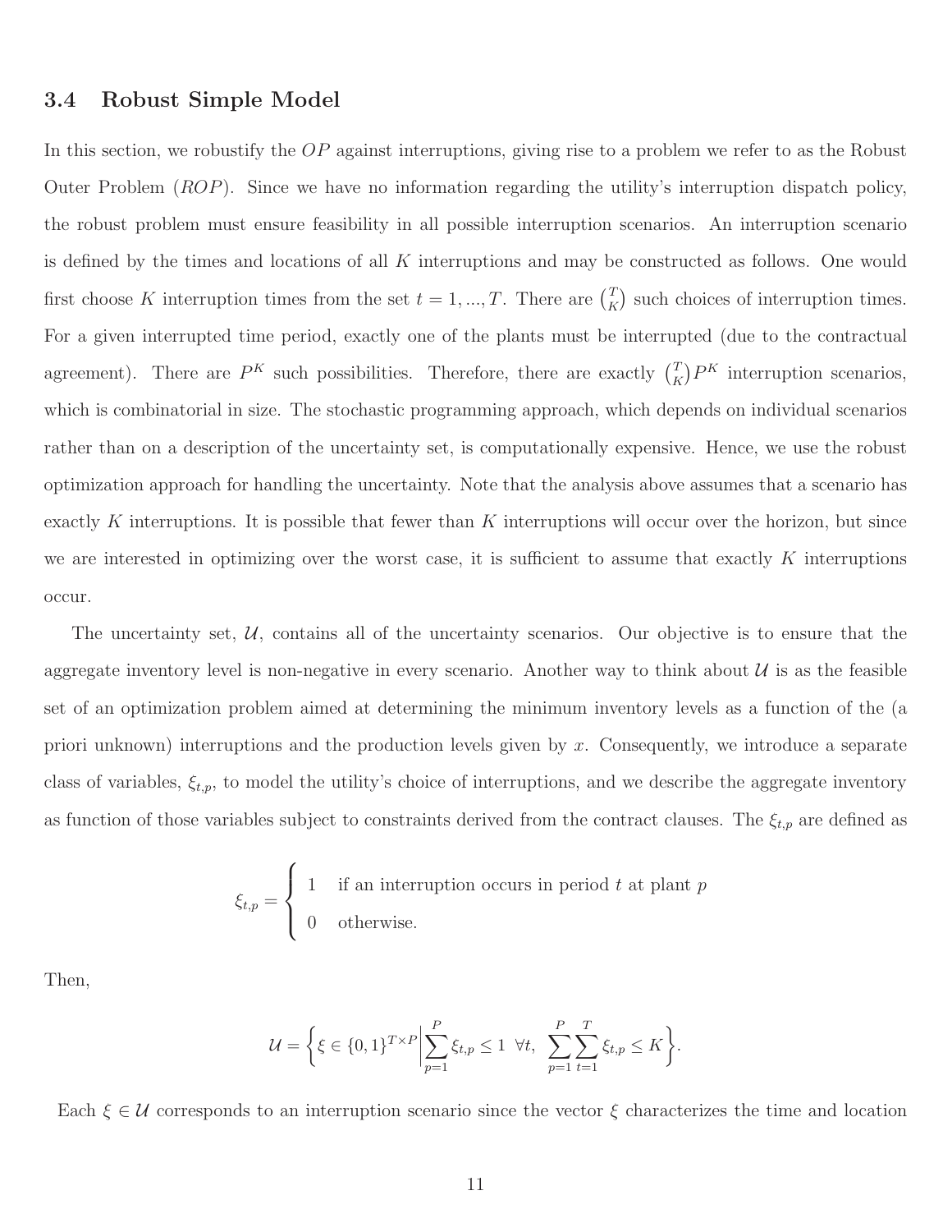### 3.4 Robust Simple Model

In this section, we robustify the *OP* against interruptions, giving rise to a problem we refer to as the Robust Outer Problem (*ROP*). Since we have no information regarding the utility's interruption dispatch policy, the robust problem must ensure feasibility in all possible interruption scenarios. An interruption scenario is defined by the times and locations of all $K$ interruptions and may be constructed as follows. One would first choose $K$ interruption times from the set $t = 1, ..., T$. There are $\binom{T}{K}$ such choices of interruption times. For a given interrupted time period, exactly one of the plants must be interrupted (due to the contractual agreement). There are $P^K$ such possibilities. Therefore, there are exactly $\binom{T}{K}P^K$ interruption scenarios, which is combinatorial in size. The stochastic programming approach, which depends on individual scenarios rather than on a description of the uncertainty set, is computationally expensive. Hence, we use the robust optimization approach for handling the uncertainty. Note that the analysis above assumes that a scenario has exactly $K$ interruptions. It is possible that fewer than $K$ interruptions will occur over the horizon, but since we are interested in optimizing over the worst case, it is sufficient to assume that exactly $K$ interruptions occur.

The uncertainty set, $\mathcal{U}$, contains all of the uncertainty scenarios. Our objective is to ensure that the aggregate inventory level is non-negative in every scenario. Another way to think about $\mathcal{U}$ is as the feasible set of an optimization problem aimed at determining the minimum inventory levels as a function of the (a priori unknown) interruptions and the production levels given by $x$. Consequently, we introduce a separate class of variables, $\xi_{t,p}$, to model the utility's choice of interruptions, and we describe the aggregate inventory as function of those variables subject to constraints derived from the contract clauses. The $\xi_{t,p}$ are defined as

$$\xi_{t,p} = \begin{cases} 1 & \text{if an interruption occurs in period } t \text{ at plant } p \\ 0 & \text{otherwise.} \end{cases}$$

Then,

$$\mathcal{U} = \left\{ \xi \in \{0,1\}^{T \times P} \middle| \sum_{p=1}^{P} \xi_{t,p} \leq 1 \ \ \forall t, \ \ \sum_{p=1}^{P} \sum_{t=1}^{T} \xi_{t,p} \leq K \right\}.$$

Each $\xi \in \mathcal{U}$ corresponds to an interruption scenario since the vector $\xi$ characterizes the time and location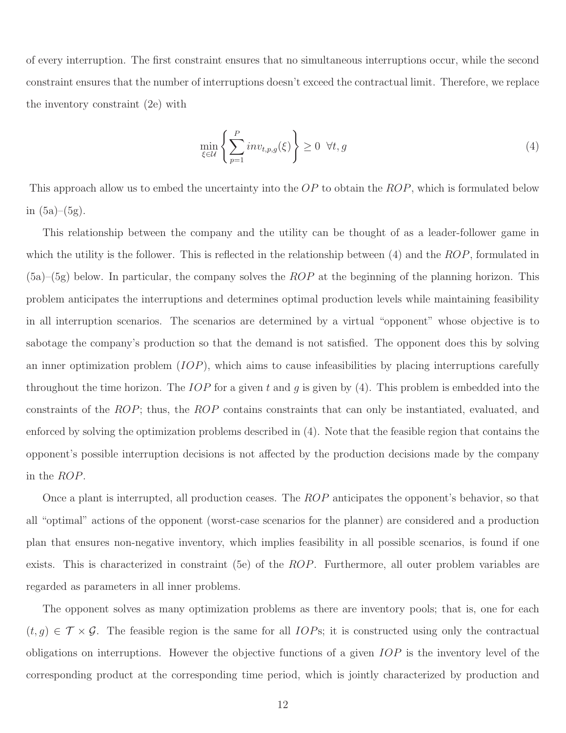of every interruption. The first constraint ensures that no simultaneous interruptions occur, while the second constraint ensures that the number of interruptions doesn't exceed the contractual limit. Therefore, we replace the inventory constraint (2e) with

$$\min_{\xi \in \mathcal{U}} \left\{ \sum_{p=1}^{P} inv_{t,p,g}(\xi) \right\} \geq 0 \quad \forall t, g \tag{4}$$

This approach allow us to embed the uncertainty into the $OP$ to obtain the $ROP$, which is formulated below in (5a)–(5g).

This relationship between the company and the utility can be thought of as a leader-follower game in which the utility is the follower. This is reflected in the relationship between (4) and the $ROP$, formulated in (5a)–(5g) below. In particular, the company solves the $ROP$ at the beginning of the planning horizon. This problem anticipates the interruptions and determines optimal production levels while maintaining feasibility in all interruption scenarios. The scenarios are determined by a virtual "opponent" whose objective is to sabotage the company's production so that the demand is not satisfied. The opponent does this by solving an inner optimization problem ($IOP$), which aims to cause infeasibilities by placing interruptions carefully throughout the time horizon. The $IOP$ for a given $t$ and $g$ is given by (4). This problem is embedded into the constraints of the $ROP$; thus, the $ROP$ contains constraints that can only be instantiated, evaluated, and enforced by solving the optimization problems described in (4). Note that the feasible region that contains the opponent's possible interruption decisions is not affected by the production decisions made by the company in the $ROP$.

Once a plant is interrupted, all production ceases. The $ROP$ anticipates the opponent's behavior, so that all "optimal" actions of the opponent (worst-case scenarios for the planner) are considered and a production plan that ensures non-negative inventory, which implies feasibility in all possible scenarios, is found if one exists. This is characterized in constraint (5e) of the $ROP$. Furthermore, all outer problem variables are regarded as parameters in all inner problems.

The opponent solves as many optimization problems as there are inventory pools; that is, one for each $(t, g) \in \mathcal{T} \times \mathcal{G}$. The feasible region is the same for all $IOP$s; it is constructed using only the contractual obligations on interruptions. However the objective functions of a given $IOP$ is the inventory level of the corresponding product at the corresponding time period, which is jointly characterized by production and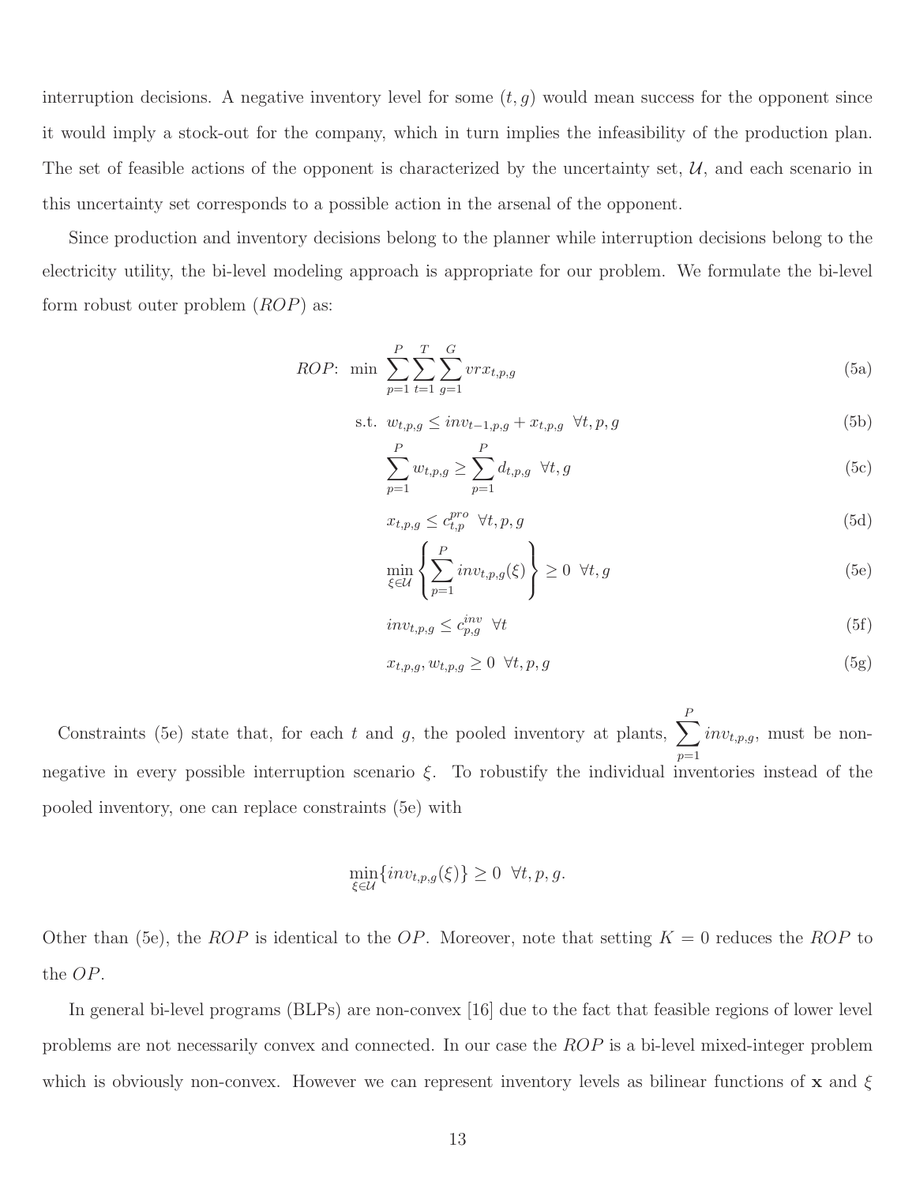interruption decisions. A negative inventory level for some $(t, g)$ would mean success for the opponent since it would imply a stock-out for the company, which in turn implies the infeasibility of the production plan. The set of feasible actions of the opponent is characterized by the uncertainty set, $\mathcal{U}$, and each scenario in this uncertainty set corresponds to a possible action in the arsenal of the opponent.

Since production and inventory decisions belong to the planner while interruption decisions belong to the electricity utility, the bi-level modeling approach is appropriate for our problem. We formulate the bi-level form robust outer problem ($ROP$) as:

$$
ROP\text{:} \;\; \min \; \sum_{p=1}^{P}\sum_{t=1}^{T}\sum_{g=1}^{G} vrx_{t,p,g} \tag{5a}
$$

$$
\text{s.t.} \;\; w_{t,p,g} \leq inv_{t-1,p,g} + x_{t,p,g} \;\; \forall t, p, g \tag{5b}
$$

$$
\sum_{p=1}^{P} w_{t,p,g} \geq \sum_{p=1}^{P} d_{t,p,g} \;\; \forall t, g \tag{5c}
$$

$$
x_{t,p,g} \leq c_{t,p}^{pro} \;\; \forall t, p, g \tag{5d}
$$

$$
\min_{\xi \in \mathcal{U}} \left\{ \sum_{p=1}^{P} inv_{t,p,g}(\xi) \right\} \geq 0 \;\; \forall t, g \tag{5e}
$$

$$
inv_{t,p,g} \leq c_{p,g}^{inv} \;\; \forall t \tag{5f}
$$

$$
x_{t,p,g}, w_{t,p,g} \geq 0 \;\; \forall t, p, g \tag{5g}
$$

Constraints (5e) state that, for each $t$ and $g$, the pooled inventory at plants, $\sum_{p=1}^{P} inv_{t,p,g}$, must be non-negative in every possible interruption scenario $\xi$. To robustify the individual inventories instead of the pooled inventory, one can replace constraints (5e) with

$$
\min_{\xi \in \mathcal{U}} \{ inv_{t,p,g}(\xi) \} \geq 0 \;\; \forall t, p, g.
$$

Other than (5e), the $ROP$ is identical to the $OP$. Moreover, note that setting $K = 0$ reduces the $ROP$ to the $OP$.

In general bi-level programs (BLPs) are non-convex [16] due to the fact that feasible regions of lower level problems are not necessarily convex and connected. In our case the $ROP$ is a bi-level mixed-integer problem which is obviously non-convex. However we can represent inventory levels as bilinear functions of $\mathbf{x}$ and $\xi$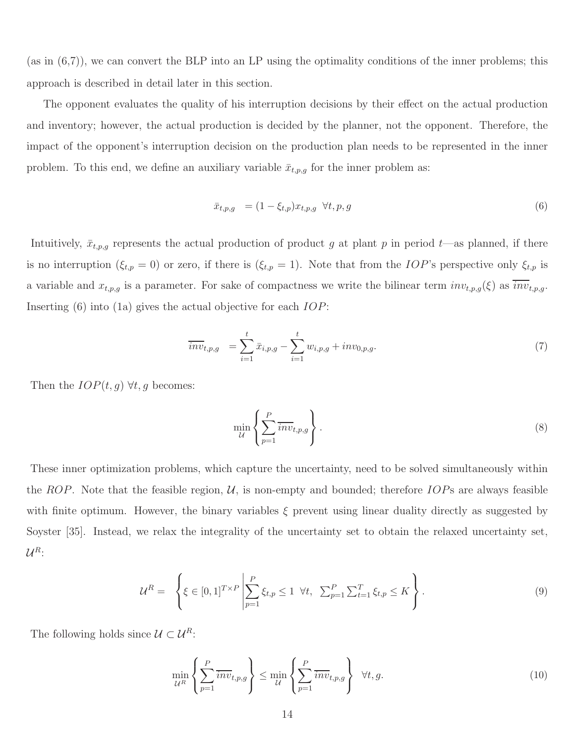(as in (6,7)), we can convert the BLP into an LP using the optimality conditions of the inner problems; this approach is described in detail later in this section.

The opponent evaluates the quality of his interruption decisions by their effect on the actual production and inventory; however, the actual production is decided by the planner, not the opponent. Therefore, the impact of the opponent's interruption decision on the production plan needs to be represented in the inner problem. To this end, we define an auxiliary variable $\bar{x}_{t,p,g}$ for the inner problem as:

$$\bar{x}_{t,p,g} \;\; = (1-\xi_{t,p})x_{t,p,g} \;\; \forall t,p,g \tag{6}$$

Intuitively, $\bar{x}_{t,p,g}$ represents the actual production of product $g$ at plant $p$ in period $t$—as planned, if there is no interruption ($\xi_{t,p}=0$) or zero, if there is ($\xi_{t,p}=1$). Note that from the $IOP$'s perspective only $\xi_{t,p}$ is a variable and $x_{t,p,g}$ is a parameter. For sake of compactness we write the bilinear term $inv_{t,p,g}(\xi)$ as $\overline{inv}_{t,p,g}$. Inserting (6) into (1a) gives the actual objective for each $IOP$:

$$\overline{inv}_{t,p,g} \;\; = \sum_{i=1}^{t} \bar{x}_{i,p,g} - \sum_{i=1}^{t} w_{i,p,g} + inv_{0,p,g}. \tag{7}$$

Then the $IOP(t,g)$ $\forall t,g$ becomes:

$$\min_{\mathcal{U}} \left\{ \sum_{p=1}^{P} \overline{inv}_{t,p,g} \right\}. \tag{8}$$

These inner optimization problems, which capture the uncertainty, need to be solved simultaneously within the $ROP$. Note that the feasible region, $\mathcal{U}$, is non-empty and bounded; therefore $IOP$s are always feasible with finite optimum. However, the binary variables $\xi$ prevent using linear duality directly as suggested by Soyster [35]. Instead, we relax the integrality of the uncertainty set to obtain the relaxed uncertainty set, $\mathcal{U}^R$:

$$\mathcal{U}^R = \;\; \left\{ \xi \in [0,1]^{T\times P} \,\middle|\, \sum_{p=1}^{P} \xi_{t,p} \le 1 \;\; \forall t, \;\; \sum_{p=1}^{P}\sum_{t=1}^{T} \xi_{t,p} \le K \right\}. \tag{9}$$

The following holds since $\mathcal{U} \subset \mathcal{U}^R$:

$$\min_{\mathcal{U}^R} \left\{ \sum_{p=1}^{P} \overline{inv}_{t,p,g} \right\} \le \min_{\mathcal{U}} \left\{ \sum_{p=1}^{P} \overline{inv}_{t,p,g} \right\} \;\; \forall t,g. \tag{10}$$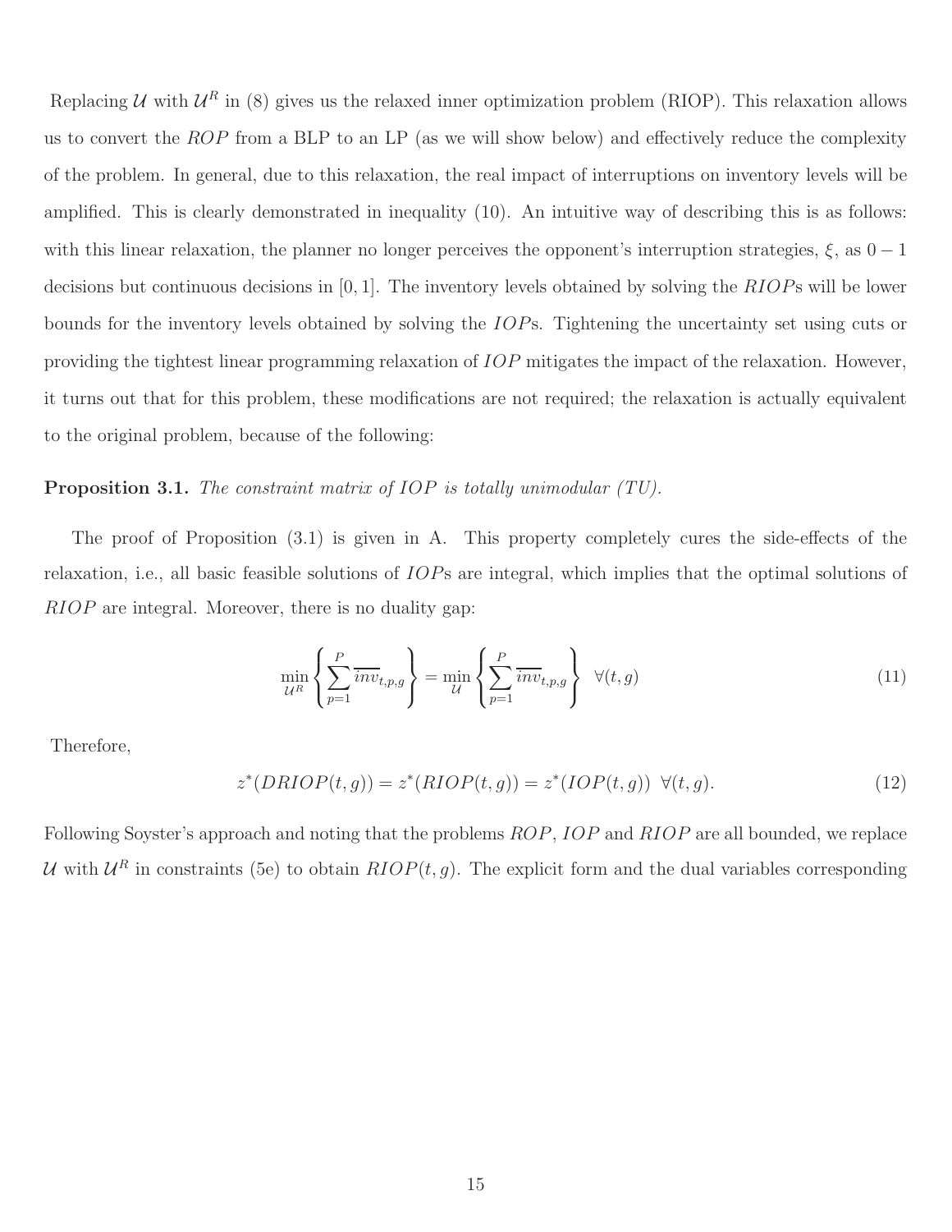Replacing $\mathcal{U}$ with $\mathcal{U}^R$ in (8) gives us the relaxed inner optimization problem (RIOP). This relaxation allows us to convert the $ROP$ from a BLP to an LP (as we will show below) and effectively reduce the complexity of the problem. In general, due to this relaxation, the real impact of interruptions on inventory levels will be amplified. This is clearly demonstrated in inequality (10). An intuitive way of describing this is as follows: with this linear relaxation, the planner no longer perceives the opponent's interruption strategies, $\xi$, as $0-1$ decisions but continuous decisions in $[0,1]$. The inventory levels obtained by solving the $RIOP$s will be lower bounds for the inventory levels obtained by solving the $IOP$s. Tightening the uncertainty set using cuts or providing the tightest linear programming relaxation of $IOP$ mitigates the impact of the relaxation. However, it turns out that for this problem, these modifications are not required; the relaxation is actually equivalent to the original problem, because of the following:

**Proposition 3.1.** *The constraint matrix of $IOP$ is totally unimodular (TU).*

The proof of Proposition (3.1) is given in A. This property completely cures the side-effects of the relaxation, i.e., all basic feasible solutions of $IOP$s are integral, which implies that the optimal solutions of $RIOP$ are integral. Moreover, there is no duality gap:

$$\min_{\mathcal{U}^R} \left\{ \sum_{p=1}^{P} \overline{inv}_{t,p,g} \right\} = \min_{\mathcal{U}} \left\{ \sum_{p=1}^{P} \overline{inv}_{t,p,g} \right\} \quad \forall (t,g) \tag{11}$$

Therefore,

$$z^*(DRIOP(t,g)) = z^*(RIOP(t,g)) = z^*(IOP(t,g)) \;\; \forall (t,g). \tag{12}$$

Following Soyster's approach and noting that the problems $ROP$, $IOP$ and $RIOP$ are all bounded, we replace $\mathcal{U}$ with $\mathcal{U}^R$ in constraints (5e) to obtain $RIOP(t,g)$. The explicit form and the dual variables corresponding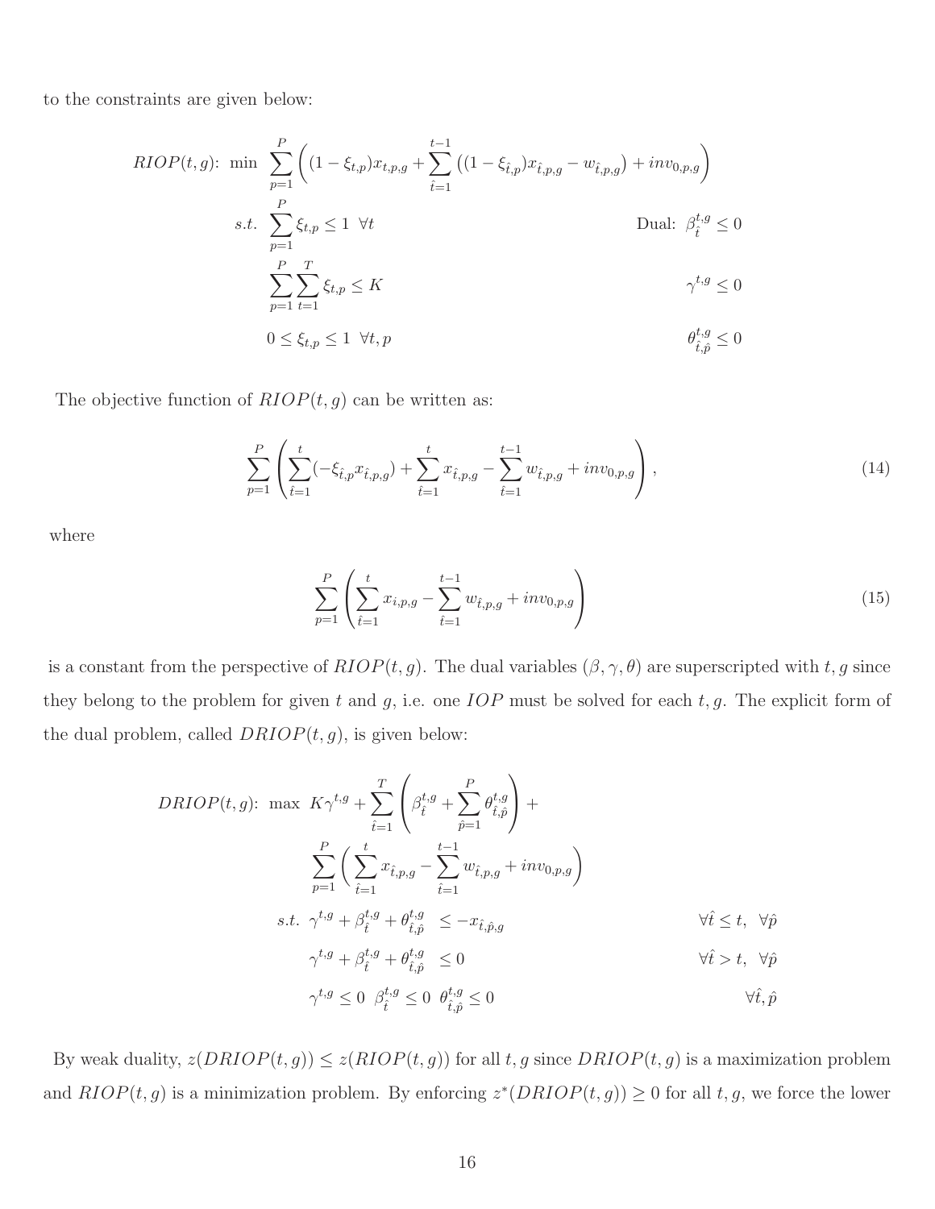to the constraints are given below:

$$
\begin{aligned}
RIOP(t,g)\text{: } \min \ & \sum_{p=1}^{P} \left( (1-\xi_{t,p}) x_{t,p,g} + \sum_{\hat{t}=1}^{t-1} \left( (1-\xi_{\hat{t},p}) x_{\hat{t},p,g} - w_{\hat{t},p,g} \right) + inv_{0,p,g} \right) & \\
s.t. \ & \sum_{p=1}^{P} \xi_{t,p} \le 1 \ \ \forall t & \text{Dual: } \beta_{\hat{t}}^{t,g} \le 0 \\
& \sum_{p=1}^{P} \sum_{t=1}^{T} \xi_{t,p} \le K & \gamma^{t,g} \le 0 \\
& 0 \le \xi_{t,p} \le 1 \ \ \forall t, p & \theta_{\hat{t},\hat{p}}^{t,g} \le 0
\end{aligned}
$$

The objective function of $RIOP(t,g)$ can be written as:

$$
\sum_{p=1}^{P} \left( \sum_{\hat{t}=1}^{t} (-\xi_{\hat{t},p} x_{\hat{t},p,g}) + \sum_{\hat{t}=1}^{t} x_{\hat{t},p,g} - \sum_{\hat{t}=1}^{t-1} w_{\hat{t},p,g} + inv_{0,p,g} \right), \tag{14}
$$

where

$$
\sum_{p=1}^{P} \left( \sum_{\hat{t}=1}^{t} x_{i,p,g} - \sum_{\hat{t}=1}^{t-1} w_{\hat{t},p,g} + inv_{0,p,g} \right) \tag{15}
$$

is a constant from the perspective of $RIOP(t,g)$. The dual variables $(\beta, \gamma, \theta)$ are superscripted with $t, g$ since they belong to the problem for given $t$ and $g$, i.e. one $IOP$ must be solved for each $t, g$. The explicit form of the dual problem, called $DRIOP(t,g)$, is given below:

$$
\begin{aligned}
DRIOP(t,g)\text{: } \max \ & K\gamma^{t,g} + \sum_{\hat{t}=1}^{T} \left( \beta_{\hat{t}}^{t,g} + \sum_{\hat{p}=1}^{P} \theta_{\hat{t},\hat{p}}^{t,g} \right) + & \\
& \sum_{p=1}^{P} \left( \sum_{\hat{t}=1}^{t} x_{\hat{t},p,g} - \sum_{\hat{t}=1}^{t-1} w_{\hat{t},p,g} + inv_{0,p,g} \right) & \\
s.t. \ & \gamma^{t,g} + \beta_{\hat{t}}^{t,g} + \theta_{\hat{t},\hat{p}}^{t,g} \ \le -x_{\hat{t},\hat{p},g} & \forall \hat{t} \le t, \ \ \forall \hat{p} \\
& \gamma^{t,g} + \beta_{\hat{t}}^{t,g} + \theta_{\hat{t},\hat{p}}^{t,g} \ \le 0 & \forall \hat{t} > t, \ \ \forall \hat{p} \\
& \gamma^{t,g} \le 0 \ \ \beta_{\hat{t}}^{t,g} \le 0 \ \ \theta_{\hat{t},\hat{p}}^{t,g} \le 0 & \forall \hat{t}, \hat{p}
\end{aligned}
$$

By weak duality, $z(DRIOP(t,g)) \le z(RIOP(t,g))$ for all $t, g$ since $DRIOP(t,g)$ is a maximization problem and $RIOP(t,g)$ is a minimization problem. By enforcing $z^*(DRIOP(t,g)) \ge 0$ for all $t, g$, we force the lower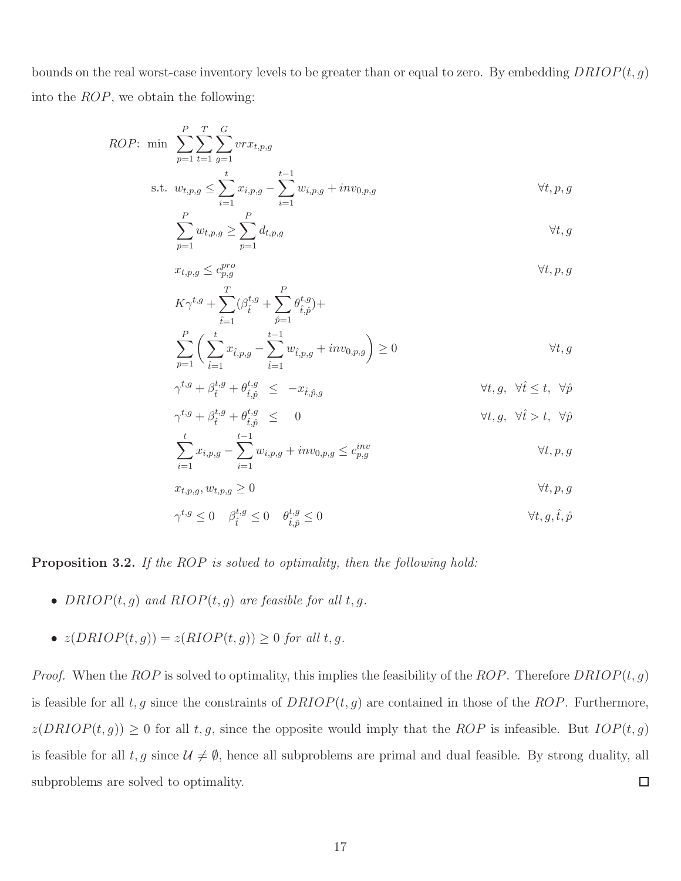bounds on the real worst-case inventory levels to be greater than or equal to zero. By embedding $DRIOP(t, g)$ into the $ROP$, we obtain the following:

$$
\begin{aligned}
ROP\text{: } \min \quad & \sum_{p=1}^{P}\sum_{t=1}^{T}\sum_{g=1}^{G} vrx_{t,p,g} \\
\text{s.t.} \quad & w_{t,p,g} \leq \sum_{i=1}^{t} x_{i,p,g} - \sum_{i=1}^{t-1} w_{i,p,g} + inv_{0,p,g} && \forall t, p, g \\
& \sum_{p=1}^{P} w_{t,p,g} \geq \sum_{p=1}^{P} d_{t,p,g} && \forall t, g \\
& x_{t,p,g} \leq c^{pro}_{p,g} && \forall t, p, g \\
& K\gamma^{t,g} + \sum_{\hat{t}=1}^{T} (\beta^{t,g}_{\hat{t}} + \sum_{\hat{p}=1}^{P} \theta^{t,g}_{\hat{t},\hat{p}}) + \\
& \sum_{p=1}^{P} \left( \sum_{\hat{t}=1}^{t} x_{\hat{t},p,g} - \sum_{\hat{t}=1}^{t-1} w_{\hat{t},p,g} + inv_{0,p,g} \right) \geq 0 && \forall t, g \\
& \gamma^{t,g} + \beta^{t,g}_{\hat{t}} + \theta^{t,g}_{\hat{t},\hat{p}} \leq -x_{\hat{t},\hat{p},g} && \forall t, g, \ \forall \hat{t} \leq t, \ \forall \hat{p} \\
& \gamma^{t,g} + \beta^{t,g}_{\hat{t}} + \theta^{t,g}_{\hat{t},\hat{p}} \leq 0 && \forall t, g, \ \forall \hat{t} > t, \ \forall \hat{p} \\
& \sum_{i=1}^{t} x_{i,p,g} - \sum_{i=1}^{t-1} w_{i,p,g} + inv_{0,p,g} \leq c^{inv}_{p,g} && \forall t, p, g \\
& x_{t,p,g}, w_{t,p,g} \geq 0 && \forall t, p, g \\
& \gamma^{t,g} \leq 0 \quad \beta^{t,g}_{\hat{t}} \leq 0 \quad \theta^{t,g}_{\hat{t},\hat{p}} \leq 0 && \forall t, g, \hat{t}, \hat{p}
\end{aligned}
$$

**Proposition 3.2.** *If the $ROP$ is solved to optimality, then the following hold:*

- $DRIOP(t, g)$ *and* $RIOP(t, g)$ *are feasible for all* $t, g$.
- $z(DRIOP(t, g)) = z(RIOP(t, g)) \geq 0$ *for all* $t, g$.

*Proof.* When the $ROP$ is solved to optimality, this implies the feasibility of the $ROP$. Therefore $DRIOP(t, g)$ is feasible for all $t, g$ since the constraints of $DRIOP(t, g)$ are contained in those of the $ROP$. Furthermore, $z(DRIOP(t, g)) \geq 0$ for all $t, g$, since the opposite would imply that the $ROP$ is infeasible. But $IOP(t, g)$ is feasible for all $t, g$ since $\mathcal{U} \neq \emptyset$, hence all subproblems are primal and dual feasible. By strong duality, all subproblems are solved to optimality. ∎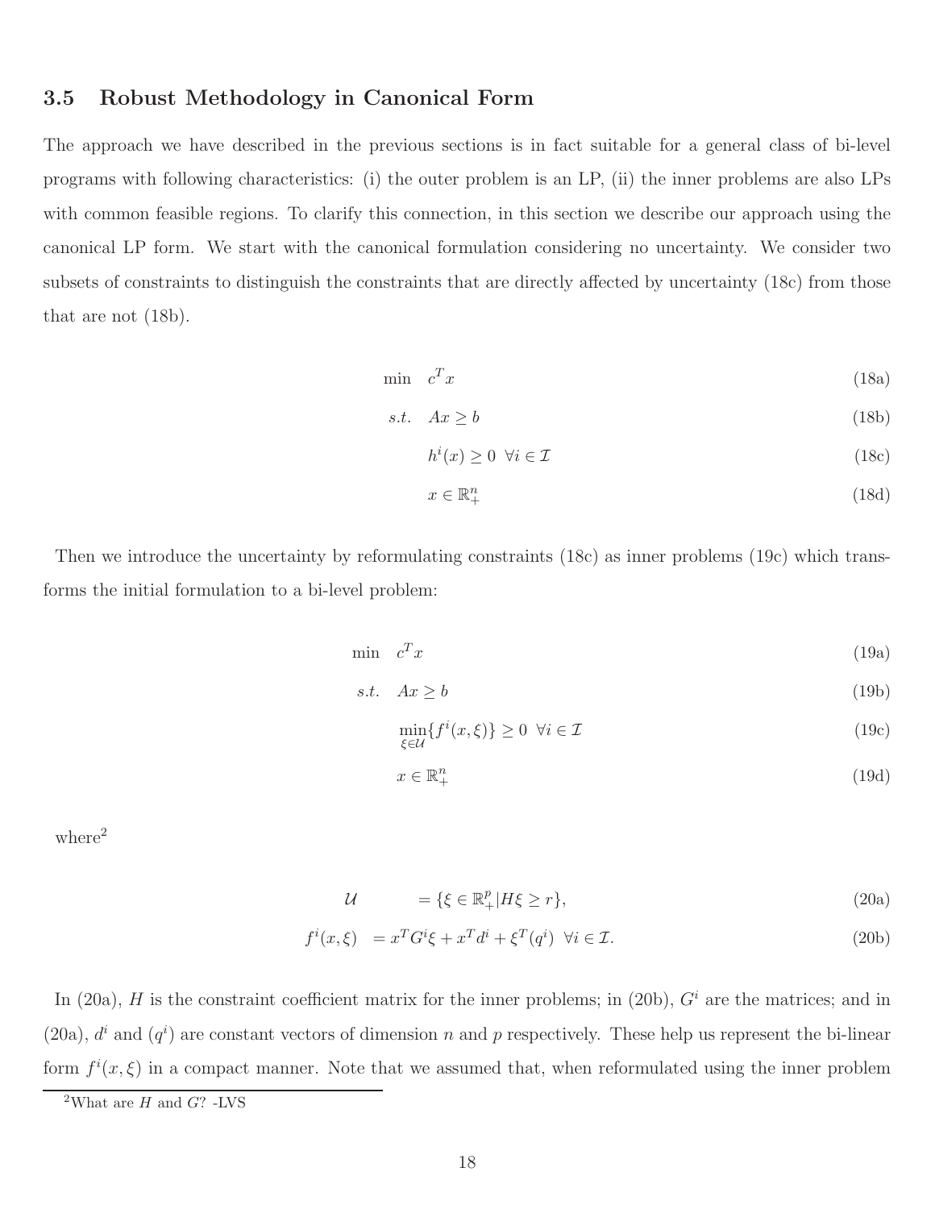### 3.5 Robust Methodology in Canonical Form

The approach we have described in the previous sections is in fact suitable for a general class of bi-level programs with following characteristics: (i) the outer problem is an LP, (ii) the inner problems are also LPs with common feasible regions. To clarify this connection, in this section we describe our approach using the canonical LP form. We start with the canonical formulation considering no uncertainty. We consider two subsets of constraints to distinguish the constraints that are directly affected by uncertainty (18c) from those that are not (18b).

$$
\begin{aligned}
\min \quad & c^T x && \text{(18a)}\\
s.t. \quad & Ax \geq b && \text{(18b)}\\
& h^i(x) \geq 0 \;\; \forall i \in \mathcal{I} && \text{(18c)}\\
& x \in \mathbb{R}^n_+ && \text{(18d)}
\end{aligned}
$$

Then we introduce the uncertainty by reformulating constraints (18c) as inner problems (19c) which transforms the initial formulation to a bi-level problem:

$$
\begin{aligned}
\min \quad & c^T x && \text{(19a)}\\
s.t. \quad & Ax \geq b && \text{(19b)}\\
& \min_{\xi \in \mathcal{U}} \{f^i(x, \xi)\} \geq 0 \;\; \forall i \in \mathcal{I} && \text{(19c)}\\
& x \in \mathbb{R}^n_+ && \text{(19d)}
\end{aligned}
$$

where[2]

$$
\begin{aligned}
\mathcal{U} \quad & = \{\xi \in \mathbb{R}^p_+ | H\xi \geq r\}, && \text{(20a)}\\
f^i(x, \xi) \quad & = x^T G^i \xi + x^T d^i + \xi^T (q^i) \;\; \forall i \in \mathcal{I}. && \text{(20b)}
\end{aligned}
$$

In (20a), $H$ is the constraint coefficient matrix for the inner problems; in (20b), $G^i$ are the matrices; and in (20a), $d^i$ and $(q^i)$ are constant vectors of dimension $n$ and $p$ respectively. These help us represent the bi-linear form $f^i(x, \xi)$ in a compact manner. Note that we assumed that, when reformulated using the inner problem

[2] What are $H$ and $G$? -LVS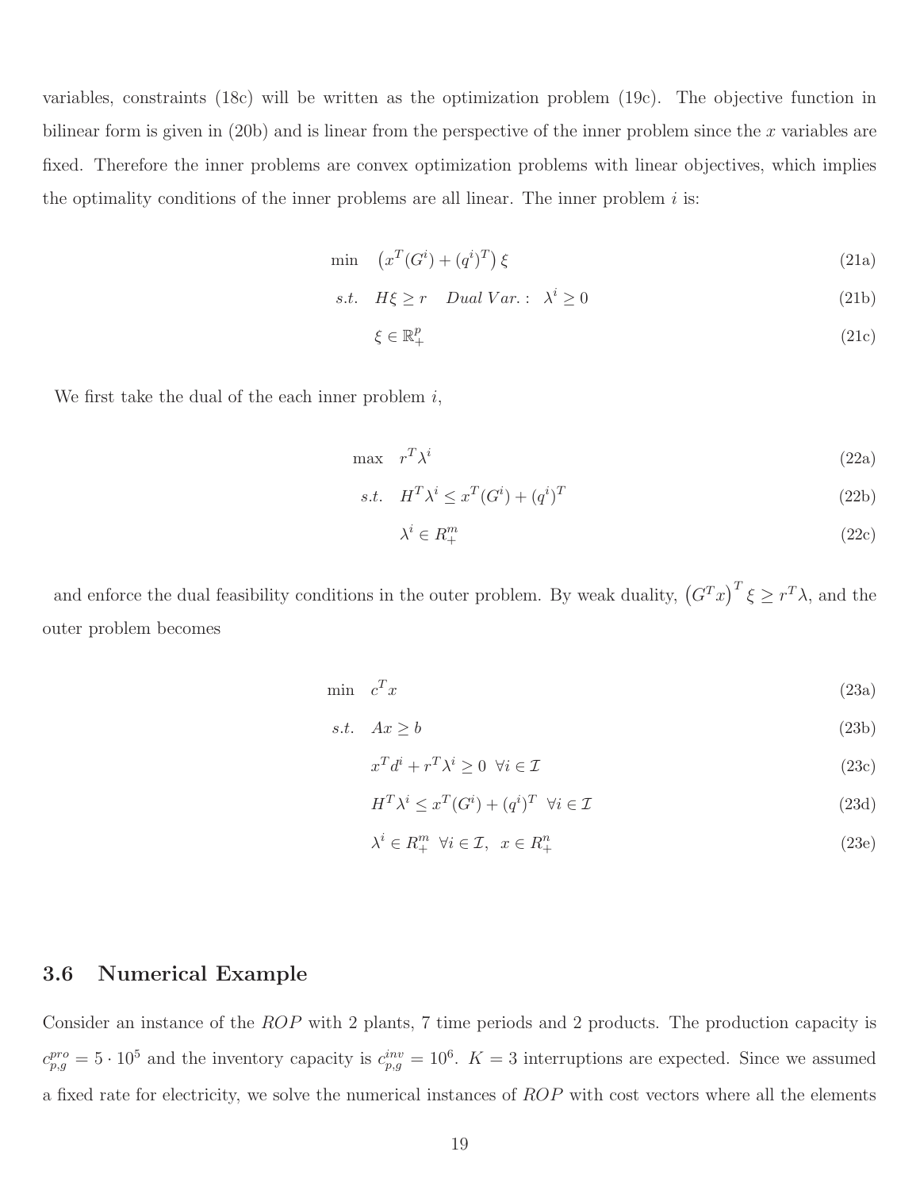variables, constraints (18c) will be written as the optimization problem (19c). The objective function in bilinear form is given in (20b) and is linear from the perspective of the inner problem since the $x$ variables are fixed. Therefore the inner problems are convex optimization problems with linear objectives, which implies the optimality conditions of the inner problems are all linear. The inner problem $i$ is:

$$\min \quad \left(x^T(G^i) + (q^i)^T\right)\xi \tag{21a}$$

$$s.t. \quad H\xi \geq r \quad Dual\,Var.: \ \lambda^i \geq 0 \tag{21b}$$

$$\xi \in \mathbb{R}^p_+ \tag{21c}$$

We first take the dual of the each inner problem $i$,

$$\max \quad r^T\lambda^i \tag{22a}$$

$$s.t. \quad H^T\lambda^i \leq x^T(G^i) + (q^i)^T \tag{22b}$$

$$\lambda^i \in R^m_+ \tag{22c}$$

and enforce the dual feasibility conditions in the outer problem. By weak duality, $\left(G^T x\right)^T \xi \geq r^T\lambda$, and the outer problem becomes

$$\min \quad c^T x \tag{23a}$$

$$s.t. \quad Ax \geq b \tag{23b}$$

$$x^T d^i + r^T\lambda^i \geq 0 \ \ \forall i \in \mathcal{I} \tag{23c}$$

$$H^T\lambda^i \leq x^T(G^i) + (q^i)^T \ \ \forall i \in \mathcal{I} \tag{23d}$$

$$\lambda^i \in R^m_+ \ \ \forall i \in \mathcal{I}, \ \ x \in R^n_+ \tag{23e}$$

### 3.6 Numerical Example

Consider an instance of the *ROP* with 2 plants, 7 time periods and 2 products. The production capacity is $c^{pro}_{p,g} = 5 \cdot 10^5$ and the inventory capacity is $c^{inv}_{p,g} = 10^6$. $K = 3$ interruptions are expected. Since we assumed a fixed rate for electricity, we solve the numerical instances of *ROP* with cost vectors where all the elements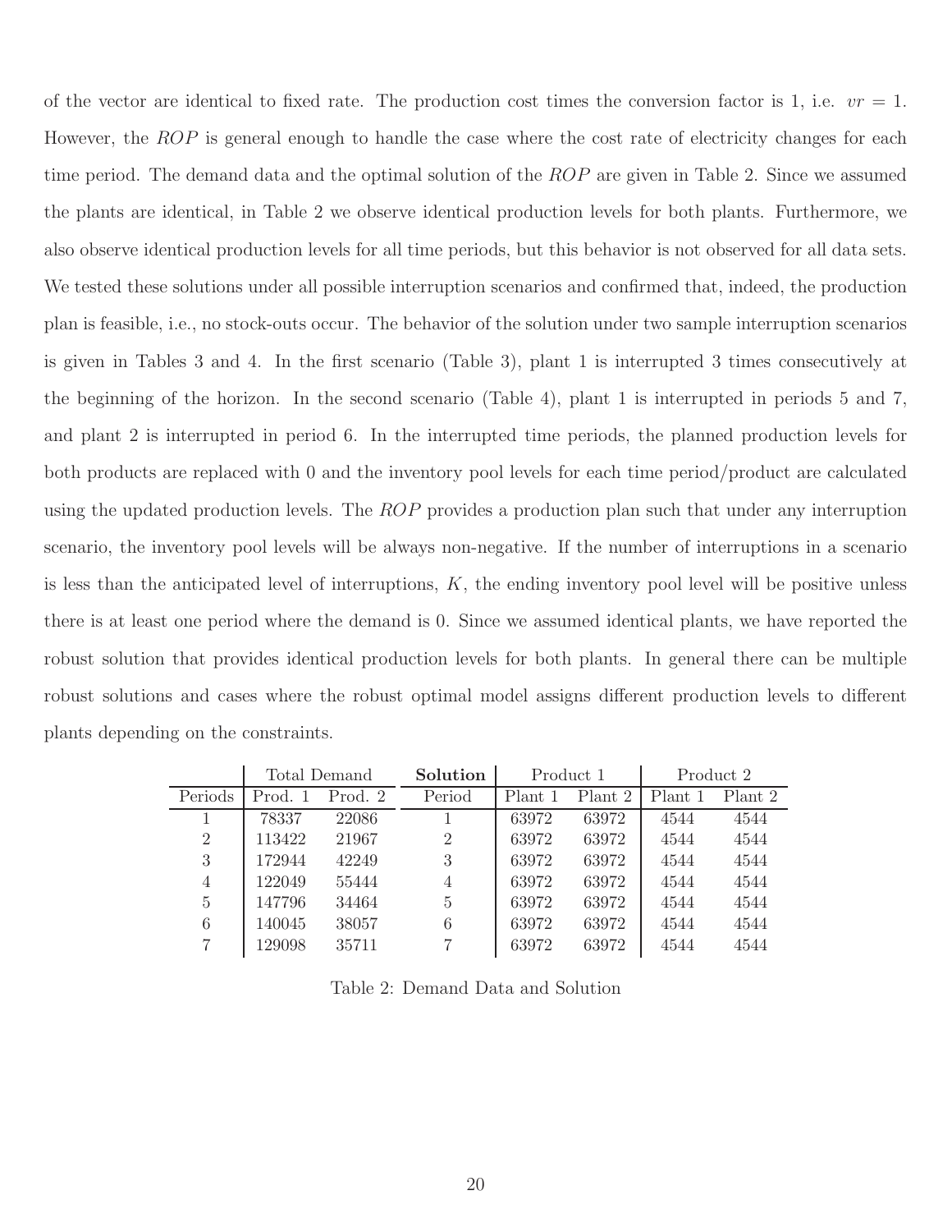of the vector are identical to fixed rate. The production cost times the conversion factor is 1, i.e. $vr = 1$. However, the *ROP* is general enough to handle the case where the cost rate of electricity changes for each time period. The demand data and the optimal solution of the *ROP* are given in Table 2. Since we assumed the plants are identical, in Table 2 we observe identical production levels for both plants. Furthermore, we also observe identical production levels for all time periods, but this behavior is not observed for all data sets. We tested these solutions under all possible interruption scenarios and confirmed that, indeed, the production plan is feasible, i.e., no stock-outs occur. The behavior of the solution under two sample interruption scenarios is given in Tables 3 and 4. In the first scenario (Table 3), plant 1 is interrupted 3 times consecutively at the beginning of the horizon. In the second scenario (Table 4), plant 1 is interrupted in periods 5 and 7, and plant 2 is interrupted in period 6. In the interrupted time periods, the planned production levels for both products are replaced with 0 and the inventory pool levels for each time period/product are calculated using the updated production levels. The *ROP* provides a production plan such that under any interruption scenario, the inventory pool levels will be always non-negative. If the number of interruptions in a scenario is less than the anticipated level of interruptions, $K$, the ending inventory pool level will be positive unless there is at least one period where the demand is 0. Since we assumed identical plants, we have reported the robust solution that provides identical production levels for both plants. In general there can be multiple robust solutions and cases where the robust optimal model assigns different production levels to different plants depending on the constraints.

| | Total Demand | | **Solution** | Product 1 | | Product 2 | |
|---|---|---|---|---|---|---|---|
| Periods | Prod. 1 | Prod. 2 | Period | Plant 1 | Plant 2 | Plant 1 | Plant 2 |
| 1 | 78337 | 22086 | 1 | 63972 | 63972 | 4544 | 4544 |
| 2 | 113422 | 21967 | 2 | 63972 | 63972 | 4544 | 4544 |
| 3 | 172944 | 42249 | 3 | 63972 | 63972 | 4544 | 4544 |
| 4 | 122049 | 55444 | 4 | 63972 | 63972 | 4544 | 4544 |
| 5 | 147796 | 34464 | 5 | 63972 | 63972 | 4544 | 4544 |
| 6 | 140045 | 38057 | 6 | 63972 | 63972 | 4544 | 4544 |
| 7 | 129098 | 35711 | 7 | 63972 | 63972 | 4544 | 4544 |

Table 2: Demand Data and Solution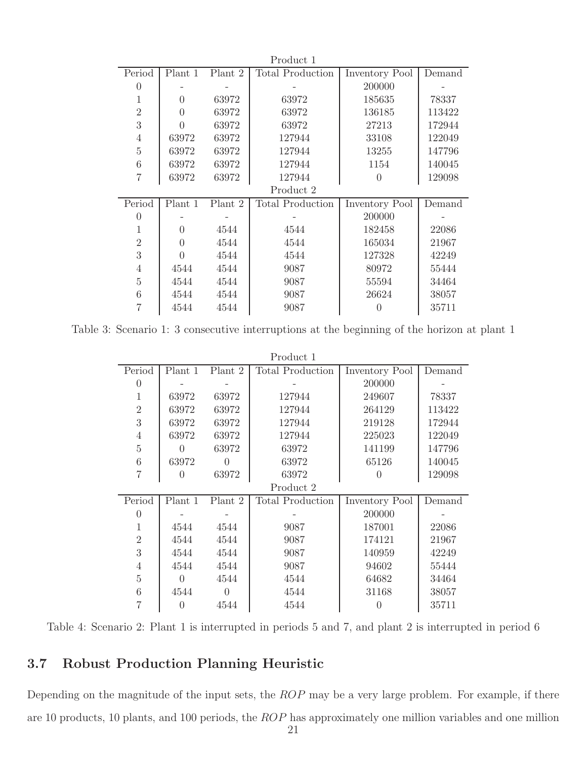Product 1

| Period | Plant 1 | Plant 2 | Total Production | Inventory Pool | Demand |
|---|---|---|---|---|---|
| 0 | - | - | - | 200000 | - |
| 1 | 0 | 63972 | 63972 | 185635 | 78337 |
| 2 | 0 | 63972 | 63972 | 136185 | 113422 |
| 3 | 0 | 63972 | 63972 | 27213 | 172944 |
| 4 | 63972 | 63972 | 127944 | 33108 | 122049 |
| 5 | 63972 | 63972 | 127944 | 13255 | 147796 |
| 6 | 63972 | 63972 | 127944 | 1154 | 140045 |
| 7 | 63972 | 63972 | 127944 | 0 | 129098 |

Product 2

| Period | Plant 1 | Plant 2 | Total Production | Inventory Pool | Demand |
|---|---|---|---|---|---|
| 0 | - | - | - | 200000 | - |
| 1 | 0 | 4544 | 4544 | 182458 | 22086 |
| 2 | 0 | 4544 | 4544 | 165034 | 21967 |
| 3 | 0 | 4544 | 4544 | 127328 | 42249 |
| 4 | 4544 | 4544 | 9087 | 80972 | 55444 |
| 5 | 4544 | 4544 | 9087 | 55594 | 34464 |
| 6 | 4544 | 4544 | 9087 | 26624 | 38057 |
| 7 | 4544 | 4544 | 9087 | 0 | 35711 |

Table 3: Scenario 1: 3 consecutive interruptions at the beginning of the horizon at plant 1

Product 1

| Period | Plant 1 | Plant 2 | Total Production | Inventory Pool | Demand |
|---|---|---|---|---|---|
| 0 | - | - | - | 200000 | - |
| 1 | 63972 | 63972 | 127944 | 249607 | 78337 |
| 2 | 63972 | 63972 | 127944 | 264129 | 113422 |
| 3 | 63972 | 63972 | 127944 | 219128 | 172944 |
| 4 | 63972 | 63972 | 127944 | 225023 | 122049 |
| 5 | 0 | 63972 | 63972 | 141199 | 147796 |
| 6 | 63972 | 0 | 63972 | 65126 | 140045 |
| 7 | 0 | 63972 | 63972 | 0 | 129098 |

Product 2

| Period | Plant 1 | Plant 2 | Total Production | Inventory Pool | Demand |
|---|---|---|---|---|---|
| 0 | - | - | - | 200000 | - |
| 1 | 4544 | 4544 | 9087 | 187001 | 22086 |
| 2 | 4544 | 4544 | 9087 | 174121 | 21967 |
| 3 | 4544 | 4544 | 9087 | 140959 | 42249 |
| 4 | 4544 | 4544 | 9087 | 94602 | 55444 |
| 5 | 0 | 4544 | 4544 | 64682 | 34464 |
| 6 | 4544 | 0 | 4544 | 31168 | 38057 |
| 7 | 0 | 4544 | 4544 | 0 | 35711 |

Table 4: Scenario 2: Plant 1 is interrupted in periods 5 and 7, and plant 2 is interrupted in period 6

## 3.7 Robust Production Planning Heuristic

Depending on the magnitude of the input sets, the *ROP* may be a very large problem. For example, if there are 10 products, 10 plants, and 100 periods, the *ROP* has approximately one million variables and one million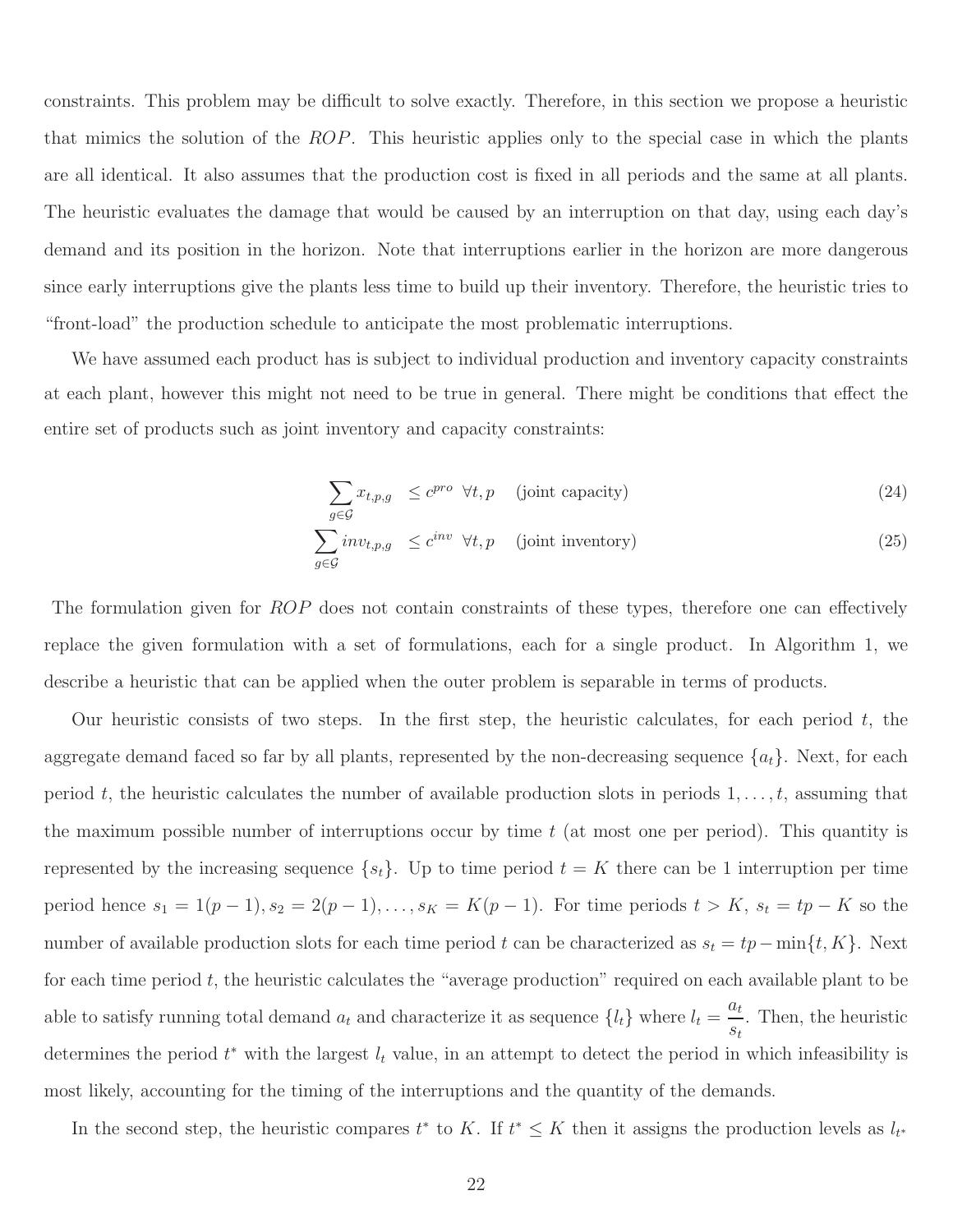constraints. This problem may be difficult to solve exactly. Therefore, in this section we propose a heuristic that mimics the solution of the *ROP*. This heuristic applies only to the special case in which the plants are all identical. It also assumes that the production cost is fixed in all periods and the same at all plants. The heuristic evaluates the damage that would be caused by an interruption on that day, using each day's demand and its position in the horizon. Note that interruptions earlier in the horizon are more dangerous since early interruptions give the plants less time to build up their inventory. Therefore, the heuristic tries to "front-load" the production schedule to anticipate the most problematic interruptions.

We have assumed each product has is subject to individual production and inventory capacity constraints at each plant, however this might not need to be true in general. There might be conditions that effect the entire set of products such as joint inventory and capacity constraints:

$$\sum_{g \in \mathcal{G}} x_{t,p,g} \leq c^{pro} \quad \forall t, p \quad \text{(joint capacity)} \tag{24}$$

$$\sum_{g \in \mathcal{G}} inv_{t,p,g} \leq c^{inv} \quad \forall t, p \quad \text{(joint inventory)} \tag{25}$$

The formulation given for *ROP* does not contain constraints of these types, therefore one can effectively replace the given formulation with a set of formulations, each for a single product. In Algorithm 1, we describe a heuristic that can be applied when the outer problem is separable in terms of products.

Our heuristic consists of two steps. In the first step, the heuristic calculates, for each period $t$, the aggregate demand faced so far by all plants, represented by the non-decreasing sequence $\{a_t\}$. Next, for each period $t$, the heuristic calculates the number of available production slots in periods $1, \ldots, t$, assuming that the maximum possible number of interruptions occur by time $t$ (at most one per period). This quantity is represented by the increasing sequence $\{s_t\}$. Up to time period $t = K$ there can be 1 interruption per time period hence $s_1 = 1(p-1), s_2 = 2(p-1), \ldots, s_K = K(p-1)$. For time periods $t > K$, $s_t = tp - K$ so the number of available production slots for each time period $t$ can be characterized as $s_t = tp - \min\{t, K\}$. Next for each time period $t$, the heuristic calculates the "average production" required on each available plant to be able to satisfy running total demand $a_t$ and characterize it as sequence $\{l_t\}$ where $l_t = \dfrac{a_t}{s_t}$. Then, the heuristic determines the period $t^*$ with the largest $l_t$ value, in an attempt to detect the period in which infeasibility is most likely, accounting for the timing of the interruptions and the quantity of the demands.

In the second step, the heuristic compares $t^*$ to $K$. If $t^* \leq K$ then it assigns the production levels as $l_{t^*}$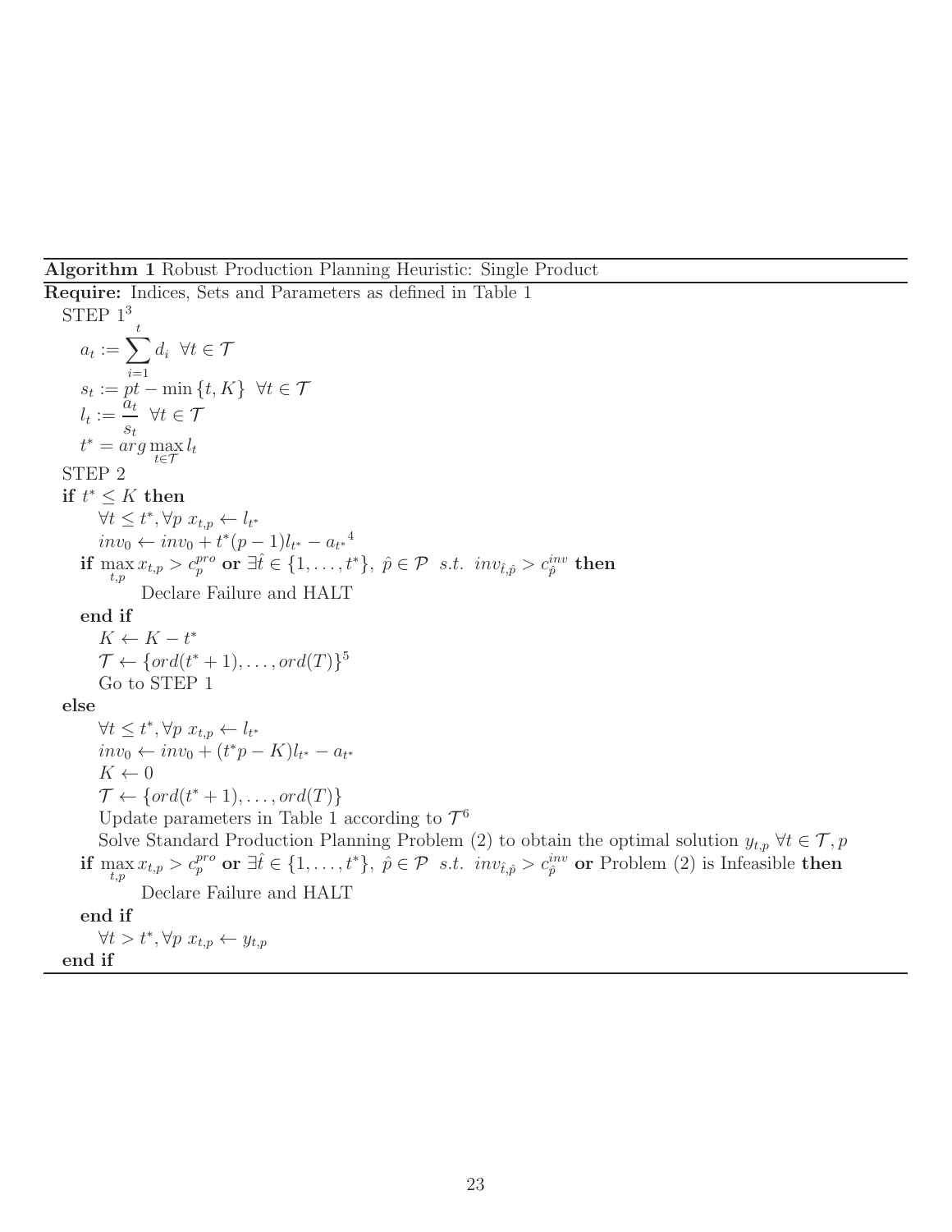**Algorithm 1** Robust Production Planning Heuristic: Single Product

**Require:** Indices, Sets and Parameters as defined in Table 1

STEP 1[3]

$a_t := \sum_{i=1}^{t} d_i \;\; \forall t \in \mathcal{T}$

$s_t := pt - \min\{t, K\} \;\; \forall t \in \mathcal{T}$

$l_t := \dfrac{a_t}{s_t} \;\; \forall t \in \mathcal{T}$

$t^* = arg \max_{t \in \mathcal{T}} l_t$

STEP 2

**if** $t^* \leq K$ **then**

&nbsp;&nbsp;&nbsp;&nbsp;$\forall t \leq t^*, \forall p \;\; x_{t,p} \leftarrow l_{t^*}$

&nbsp;&nbsp;&nbsp;&nbsp;$inv_0 \leftarrow inv_0 + t^*(p-1)l_{t^*} - a_{t^*}$[4]

&nbsp;&nbsp;**if** $\max_{t,p} x_{t,p} > c_p^{pro}$ **or** $\exists \hat{t} \in \{1, \ldots, t^*\}, \; \hat{p} \in \mathcal{P} \;\; s.t. \;\; inv_{\hat{t},\hat{p}} > c_{\hat{p}}^{inv}$ **then**

&nbsp;&nbsp;&nbsp;&nbsp;&nbsp;&nbsp;&nbsp;&nbsp;Declare Failure and HALT

&nbsp;&nbsp;**end if**

&nbsp;&nbsp;&nbsp;&nbsp;$K \leftarrow K - t^*$

&nbsp;&nbsp;&nbsp;&nbsp;$\mathcal{T} \leftarrow \{ord(t^*+1), \ldots, ord(T)\}$[5]

&nbsp;&nbsp;&nbsp;&nbsp;Go to STEP 1

**else**

&nbsp;&nbsp;&nbsp;&nbsp;$\forall t \leq t^*, \forall p \;\; x_{t,p} \leftarrow l_{t^*}$

&nbsp;&nbsp;&nbsp;&nbsp;$inv_0 \leftarrow inv_0 + (t^*p - K)l_{t^*} - a_{t^*}$

&nbsp;&nbsp;&nbsp;&nbsp;$K \leftarrow 0$

&nbsp;&nbsp;&nbsp;&nbsp;$\mathcal{T} \leftarrow \{ord(t^*+1), \ldots, ord(T)\}$

&nbsp;&nbsp;&nbsp;&nbsp;Update parameters in Table 1 according to $\mathcal{T}$[6]

&nbsp;&nbsp;&nbsp;&nbsp;Solve Standard Production Planning Problem (2) to obtain the optimal solution $y_{t,p} \; \forall t \in \mathcal{T}, p$

&nbsp;&nbsp;**if** $\max_{t,p} x_{t,p} > c_p^{pro}$ **or** $\exists \hat{t} \in \{1, \ldots, t^*\}, \; \hat{p} \in \mathcal{P} \;\; s.t. \;\; inv_{\hat{t},\hat{p}} > c_{\hat{p}}^{inv}$ **or** Problem (2) is Infeasible **then**

&nbsp;&nbsp;&nbsp;&nbsp;&nbsp;&nbsp;&nbsp;&nbsp;Declare Failure and HALT

&nbsp;&nbsp;**end if**

&nbsp;&nbsp;&nbsp;&nbsp;$\forall t > t^*, \forall p \;\; x_{t,p} \leftarrow y_{t,p}$

**end if**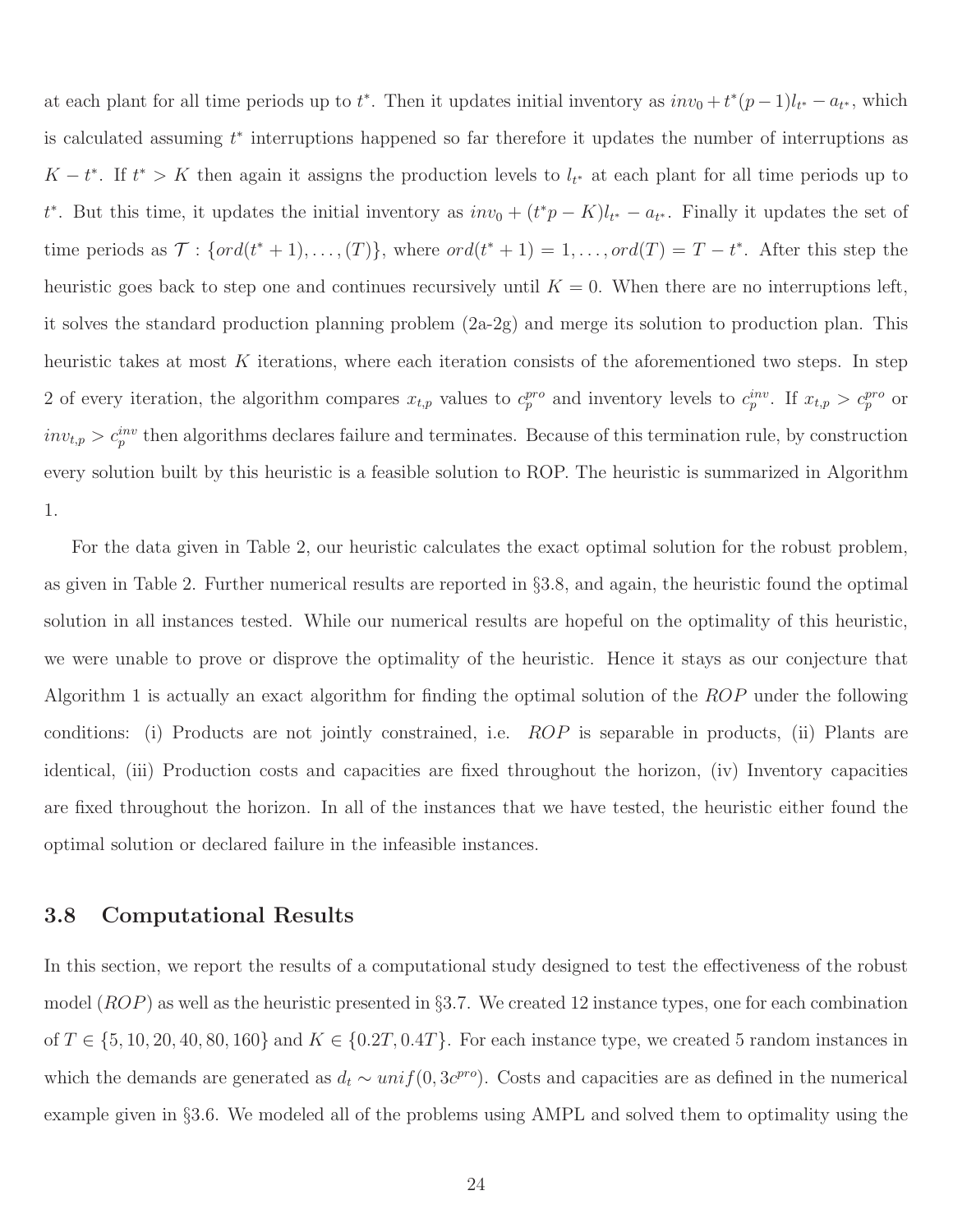at each plant for all time periods up to $t^*$. Then it updates initial inventory as $inv_0 + t^*(p-1)l_{t^*} - a_{t^*}$, which is calculated assuming $t^*$ interruptions happened so far therefore it updates the number of interruptions as $K - t^*$. If $t^* > K$ then again it assigns the production levels to $l_{t^*}$ at each plant for all time periods up to $t^*$. But this time, it updates the initial inventory as $inv_0 + (t^*p - K)l_{t^*} - a_{t^*}$. Finally it updates the set of time periods as $\mathcal{T} : \{ord(t^*+1), \ldots, (T)\}$, where $ord(t^*+1) = 1, \ldots, ord(T) = T - t^*$. After this step the heuristic goes back to step one and continues recursively until $K = 0$. When there are no interruptions left, it solves the standard production planning problem (2a-2g) and merge its solution to production plan. This heuristic takes at most $K$ iterations, where each iteration consists of the aforementioned two steps. In step 2 of every iteration, the algorithm compares $x_{t,p}$ values to $c_p^{pro}$ and inventory levels to $c_p^{inv}$. If $x_{t,p} > c_p^{pro}$ or $inv_{t,p} > c_p^{inv}$ then algorithms declares failure and terminates. Because of this termination rule, by construction every solution built by this heuristic is a feasible solution to ROP. The heuristic is summarized in Algorithm 1.

For the data given in Table 2, our heuristic calculates the exact optimal solution for the robust problem, as given in Table 2. Further numerical results are reported in §3.8, and again, the heuristic found the optimal solution in all instances tested. While our numerical results are hopeful on the optimality of this heuristic, we were unable to prove or disprove the optimality of the heuristic. Hence it stays as our conjecture that Algorithm 1 is actually an exact algorithm for finding the optimal solution of the *ROP* under the following conditions: (i) Products are not jointly constrained, i.e. *ROP* is separable in products, (ii) Plants are identical, (iii) Production costs and capacities are fixed throughout the horizon, (iv) Inventory capacities are fixed throughout the horizon. In all of the instances that we have tested, the heuristic either found the optimal solution or declared failure in the infeasible instances.

## 3.8 Computational Results

In this section, we report the results of a computational study designed to test the effectiveness of the robust model (*ROP*) as well as the heuristic presented in §3.7. We created 12 instance types, one for each combination of $T \in \{5, 10, 20, 40, 80, 160\}$ and $K \in \{0.2T, 0.4T\}$. For each instance type, we created 5 random instances in which the demands are generated as $d_t \sim unif(0, 3c^{pro})$. Costs and capacities are as defined in the numerical example given in §3.6. We modeled all of the problems using AMPL and solved them to optimality using the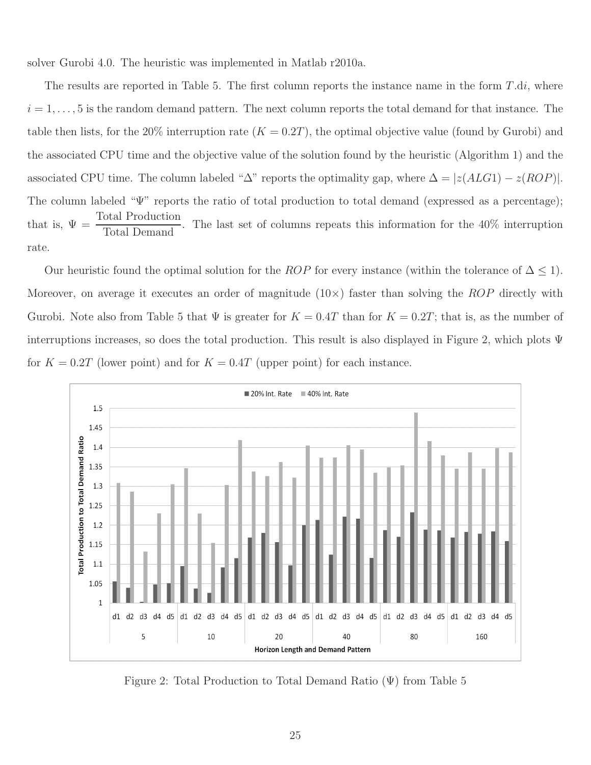solver Gurobi 4.0. The heuristic was implemented in Matlab r2010a.

The results are reported in Table 5. The first column reports the instance name in the form $T$.d$i$, where $i = 1, \ldots, 5$ is the random demand pattern. The next column reports the total demand for that instance. The table then lists, for the 20% interruption rate ($K = 0.2T$), the optimal objective value (found by Gurobi) and the associated CPU time and the objective value of the solution found by the heuristic (Algorithm 1) and the associated CPU time. The column labeled "$\Delta$" reports the optimality gap, where $\Delta = |z(ALG1) - z(ROP)|$. The column labeled "$\Psi$" reports the ratio of total production to total demand (expressed as a percentage); that is, $\Psi = \dfrac{\text{Total Production}}{\text{Total Demand}}$. The last set of columns repeats this information for the 40% interruption rate.

Our heuristic found the optimal solution for the $ROP$ for every instance (within the tolerance of $\Delta \leq 1$). Moreover, on average it executes an order of magnitude (10×) faster than solving the $ROP$ directly with Gurobi. Note also from Table 5 that $\Psi$ is greater for $K = 0.4T$ than for $K = 0.2T$; that is, as the number of interruptions increases, so does the total production. This result is also displayed in Figure 2, which plots $\Psi$ for $K = 0.2T$ (lower point) and for $K = 0.4T$ (upper point) for each instance.

Figure 2: Total Production to Total Demand Ratio ($\Psi$) from Table 5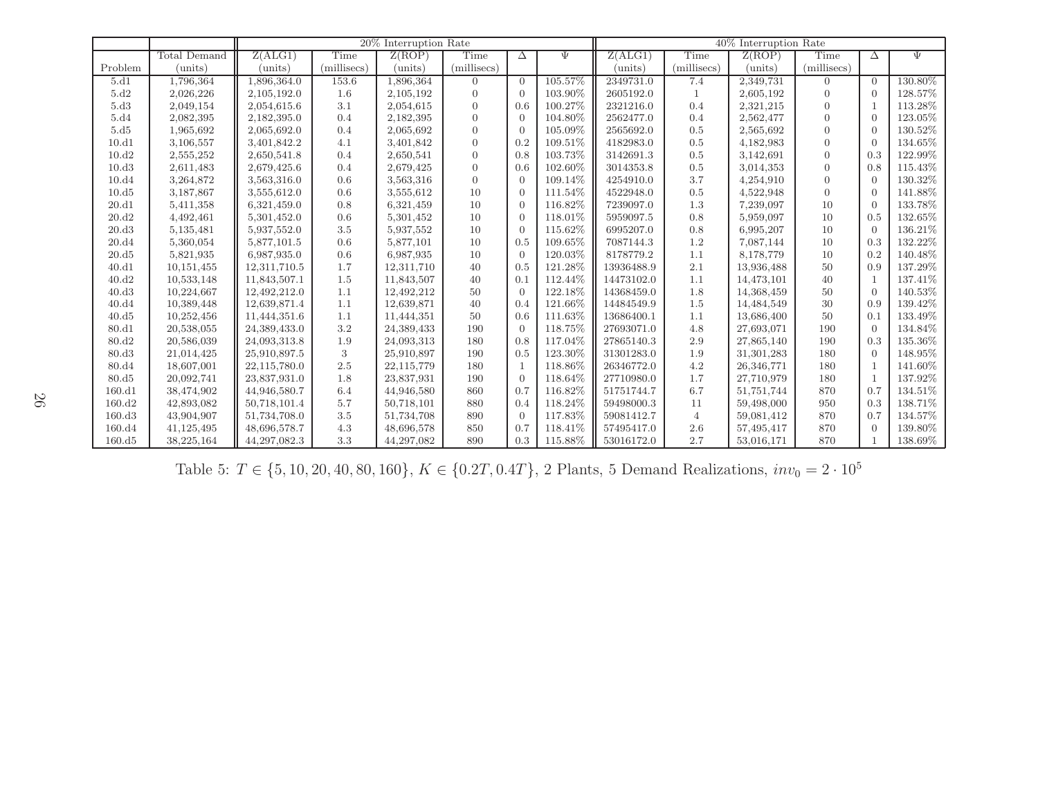| | | 20% Interruption Rate | | | | | | 40% Interruption Rate | | | | | |
|---|---|---|---|---|---|---|---|---|---|---|---|---|---|
| Problem | Total Demand (units) | Z(ALG1) (units) | Time (millisecs) | Z(ROP) (units) | Time (millisecs) | Δ | Ψ | Z(ALG1) (units) | Time (millisecs) | Z(ROP) (units) | Time (millisecs) | Δ | Ψ |
| 5.d1 | 1,796,364 | 1,896,364.0 | 153.6 | 1,896,364 | 0 | 0 | 105.57% | 2349731.0 | 7.4 | 2,349,731 | 0 | 0 | 130.80% |
| 5.d2 | 2,026,226 | 2,105,192.0 | 1.6 | 2,105,192 | 0 | 0 | 103.90% | 2605192.0 | 1 | 2,605,192 | 0 | 0 | 128.57% |
| 5.d3 | 2,049,154 | 2,054,615.6 | 3.1 | 2,054,615 | 0 | 0.6 | 100.27% | 2321216.0 | 0.4 | 2,321,215 | 0 | 1 | 113.28% |
| 5.d4 | 2,082,395 | 2,182,395.0 | 0.4 | 2,182,395 | 0 | 0 | 104.80% | 2562477.0 | 0.4 | 2,562,477 | 0 | 0 | 123.05% |
| 5.d5 | 1,965,692 | 2,065,692.0 | 0.4 | 2,065,692 | 0 | 0 | 105.09% | 2565692.0 | 0.5 | 2,565,692 | 0 | 0 | 130.52% |
| 10.d1 | 3,106,557 | 3,401,842.2 | 4.1 | 3,401,842 | 0 | 0.2 | 109.51% | 4182983.0 | 0.5 | 4,182,983 | 0 | 0 | 134.65% |
| 10.d2 | 2,555,252 | 2,650,541.8 | 0.4 | 2,650,541 | 0 | 0.8 | 103.73% | 3142691.3 | 0.5 | 3,142,691 | 0 | 0.3 | 122.99% |
| 10.d3 | 2,611,483 | 2,679,425.6 | 0.4 | 2,679,425 | 0 | 0.6 | 102.60% | 3014353.8 | 0.5 | 3,014,353 | 0 | 0.8 | 115.43% |
| 10.d4 | 3,264,872 | 3,563,316.0 | 0.6 | 3,563,316 | 0 | 0 | 109.14% | 4254910.0 | 3.7 | 4,254,910 | 0 | 0 | 130.32% |
| 10.d5 | 3,187,867 | 3,555,612.0 | 0.6 | 3,555,612 | 10 | 0 | 111.54% | 4522948.0 | 0.5 | 4,522,948 | 0 | 0 | 141.88% |
| 20.d1 | 5,411,358 | 6,321,459.0 | 0.8 | 6,321,459 | 10 | 0 | 116.82% | 7239097.0 | 1.3 | 7,239,097 | 10 | 0 | 133.78% |
| 20.d2 | 4,492,461 | 5,301,452.0 | 0.6 | 5,301,452 | 10 | 0 | 118.01% | 5959097.5 | 0.8 | 5,959,097 | 10 | 0.5 | 132.65% |
| 20.d3 | 5,135,481 | 5,937,552.0 | 3.5 | 5,937,552 | 10 | 0 | 115.62% | 6995207.0 | 0.8 | 6,995,207 | 10 | 0 | 136.21% |
| 20.d4 | 5,360,054 | 5,877,101.5 | 0.6 | 5,877,101 | 10 | 0.5 | 109.65% | 7087144.3 | 1.2 | 7,087,144 | 10 | 0.3 | 132.22% |
| 20.d5 | 5,821,935 | 6,987,935.0 | 0.6 | 6,987,935 | 10 | 0 | 120.03% | 8178779.2 | 1.1 | 8,178,779 | 10 | 0.2 | 140.48% |
| 40.d1 | 10,151,455 | 12,311,710.5 | 1.7 | 12,311,710 | 40 | 0.5 | 121.28% | 13936488.9 | 2.1 | 13,936,488 | 50 | 0.9 | 137.29% |
| 40.d2 | 10,533,148 | 11,843,507.1 | 1.5 | 11,843,507 | 40 | 0.1 | 112.44% | 14473102.0 | 1.1 | 14,473,101 | 40 | 1 | 137.41% |
| 40.d3 | 10,224,667 | 12,492,212.0 | 1.1 | 12,492,212 | 50 | 0 | 122.18% | 14368459.0 | 1.8 | 14,368,459 | 50 | 0 | 140.53% |
| 40.d4 | 10,389,448 | 12,639,871.4 | 1.1 | 12,639,871 | 40 | 0.4 | 121.66% | 14484549.9 | 1.5 | 14,484,549 | 30 | 0.9 | 139.42% |
| 40.d5 | 10,252,456 | 11,444,351.6 | 1.1 | 11,444,351 | 50 | 0.6 | 111.63% | 13686400.1 | 1.1 | 13,686,400 | 50 | 0.1 | 133.49% |
| 80.d1 | 20,538,055 | 24,389,433.0 | 3.2 | 24,389,433 | 190 | 0 | 118.75% | 27693071.0 | 4.8 | 27,693,071 | 190 | 0 | 134.84% |
| 80.d2 | 20,586,039 | 24,093,313.8 | 1.9 | 24,093,313 | 180 | 0.8 | 117.04% | 27865140.3 | 2.9 | 27,865,140 | 190 | 0.3 | 135.36% |
| 80.d3 | 21,014,425 | 25,910,897.5 | 3 | 25,910,897 | 190 | 0.5 | 123.30% | 31301283.0 | 1.9 | 31,301,283 | 180 | 0 | 148.95% |
| 80.d4 | 18,607,001 | 22,115,780.0 | 2.5 | 22,115,779 | 180 | 1 | 118.86% | 26346772.0 | 4.2 | 26,346,771 | 180 | 1 | 141.60% |
| 80.d5 | 20,092,741 | 23,837,931.0 | 1.8 | 23,837,931 | 190 | 0 | 118.64% | 27710980.0 | 1.7 | 27,710,979 | 180 | 1 | 137.92% |
| 160.d1 | 38,474,902 | 44,946,580.7 | 6.4 | 44,946,580 | 860 | 0.7 | 116.82% | 51751744.7 | 6.7 | 51,751,744 | 870 | 0.7 | 134.51% |
| 160.d2 | 42,893,082 | 50,718,101.4 | 5.7 | 50,718,101 | 880 | 0.4 | 118.24% | 59498000.3 | 11 | 59,498,000 | 950 | 0.3 | 138.71% |
| 160.d3 | 43,904,907 | 51,734,708.0 | 3.5 | 51,734,708 | 890 | 0 | 117.83% | 59081412.7 | 4 | 59,081,412 | 870 | 0.7 | 134.57% |
| 160.d4 | 41,125,495 | 48,696,578.7 | 4.3 | 48,696,578 | 850 | 0.7 | 118.41% | 57495417.0 | 2.6 | 57,495,417 | 870 | 0 | 139.80% |
| 160.d5 | 38,225,164 | 44,297,082.3 | 3.3 | 44,297,082 | 890 | 0.3 | 115.88% | 53016172.0 | 2.7 | 53,016,171 | 870 | 1 | 138.69% |

Table 5: $T \in \{5, 10, 20, 40, 80, 160\}$, $K \in \{0.2T, 0.4T\}$, 2 Plants, 5 Demand Realizations, $inv_0 = 2 \cdot 10^5$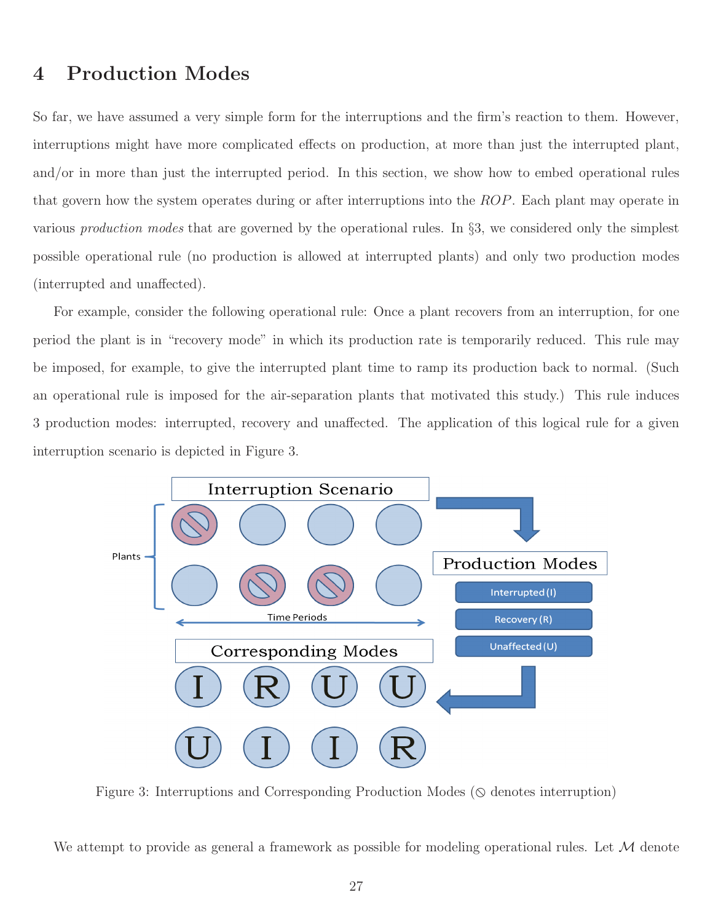# 4 Production Modes

So far, we have assumed a very simple form for the interruptions and the firm's reaction to them. However, interruptions might have more complicated effects on production, at more than just the interrupted plant, and/or in more than just the interrupted period. In this section, we show how to embed operational rules that govern how the system operates during or after interruptions into the *ROP*. Each plant may operate in various *production modes* that are governed by the operational rules. In §3, we considered only the simplest possible operational rule (no production is allowed at interrupted plants) and only two production modes (interrupted and unaffected).

For example, consider the following operational rule: Once a plant recovers from an interruption, for one period the plant is in "recovery mode" in which its production rate is temporarily reduced. This rule may be imposed, for example, to give the interrupted plant time to ramp its production back to normal. (Such an operational rule is imposed for the air-separation plants that motivated this study.) This rule induces 3 production modes: interrupted, recovery and unaffected. The application of this logical rule for a given interruption scenario is depicted in Figure 3.

Figure 3: Interruptions and Corresponding Production Modes (⦸ denotes interruption)

We attempt to provide as general a framework as possible for modeling operational rules. Let $\mathcal{M}$ denote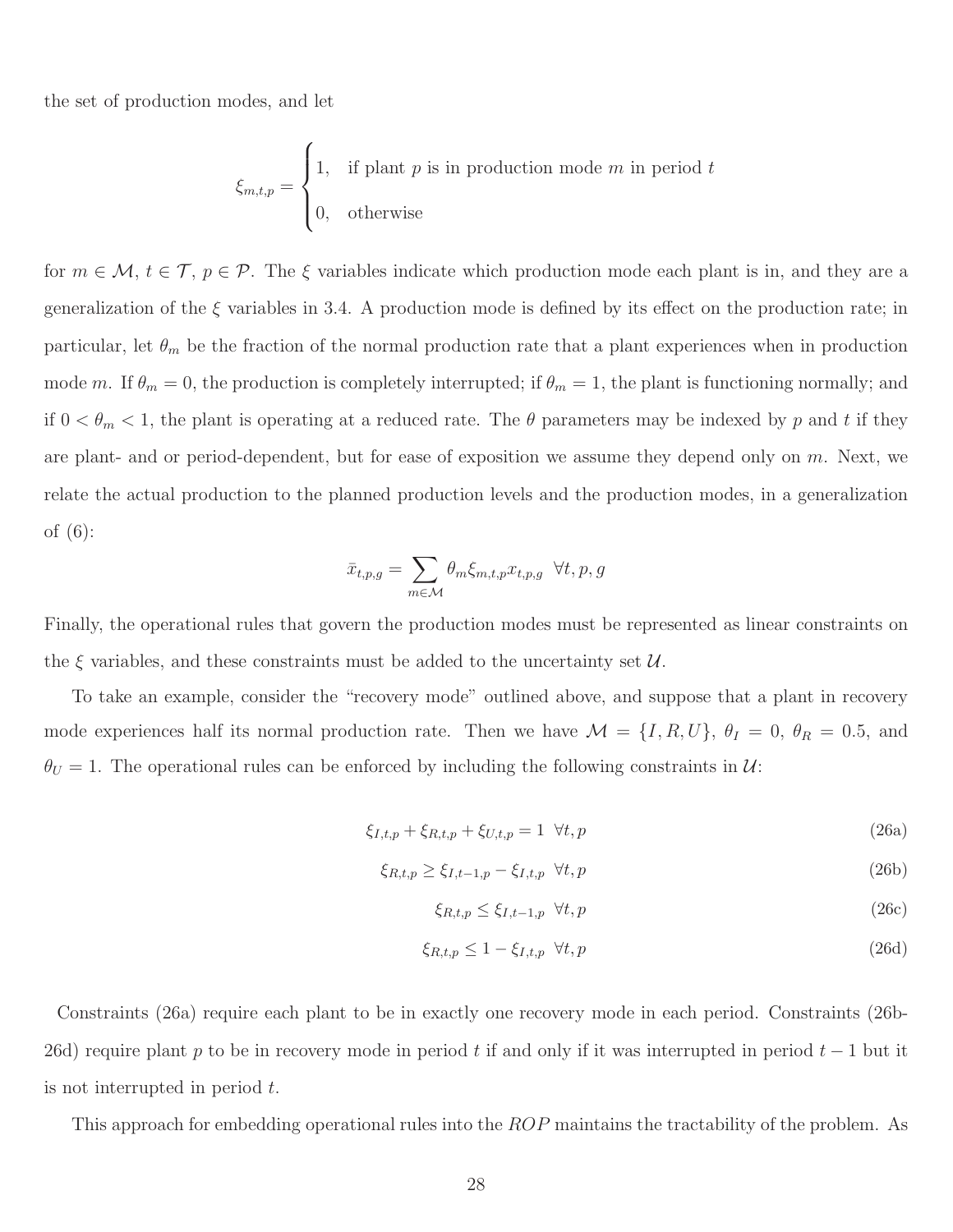the set of production modes, and let

$$\xi_{m,t,p} = \begin{cases} 1, & \text{if plant } p \text{ is in production mode } m \text{ in period } t \\ 0, & \text{otherwise} \end{cases}$$

for $m \in \mathcal{M}$, $t \in \mathcal{T}$, $p \in \mathcal{P}$. The $\xi$ variables indicate which production mode each plant is in, and they are a generalization of the $\xi$ variables in 3.4. A production mode is defined by its effect on the production rate; in particular, let $\theta_m$ be the fraction of the normal production rate that a plant experiences when in production mode $m$. If $\theta_m = 0$, the production is completely interrupted; if $\theta_m = 1$, the plant is functioning normally; and if $0 < \theta_m < 1$, the plant is operating at a reduced rate. The $\theta$ parameters may be indexed by $p$ and $t$ if they are plant- and or period-dependent, but for ease of exposition we assume they depend only on $m$. Next, we relate the actual production to the planned production levels and the production modes, in a generalization of (6):

$$\bar{x}_{t,p,g} = \sum_{m \in \mathcal{M}} \theta_m \xi_{m,t,p} x_{t,p,g} \quad \forall t, p, g$$

Finally, the operational rules that govern the production modes must be represented as linear constraints on the $\xi$ variables, and these constraints must be added to the uncertainty set $\mathcal{U}$.

To take an example, consider the "recovery mode" outlined above, and suppose that a plant in recovery mode experiences half its normal production rate. Then we have $\mathcal{M} = \{I, R, U\}$, $\theta_I = 0$, $\theta_R = 0.5$, and $\theta_U = 1$. The operational rules can be enforced by including the following constraints in $\mathcal{U}$:

$$\xi_{I,t,p} + \xi_{R,t,p} + \xi_{U,t,p} = 1 \quad \forall t, p \tag{26a}$$

$$\xi_{R,t,p} \geq \xi_{I,t-1,p} - \xi_{I,t,p} \quad \forall t, p \tag{26b}$$

$$\xi_{R,t,p} \leq \xi_{I,t-1,p} \quad \forall t, p \tag{26c}$$

$$\xi_{R,t,p} \leq 1 - \xi_{I,t,p} \quad \forall t, p \tag{26d}$$

Constraints (26a) require each plant to be in exactly one recovery mode in each period. Constraints (26b-26d) require plant $p$ to be in recovery mode in period $t$ if and only if it was interrupted in period $t-1$ but it is not interrupted in period $t$.

This approach for embedding operational rules into the *ROP* maintains the tractability of the problem. As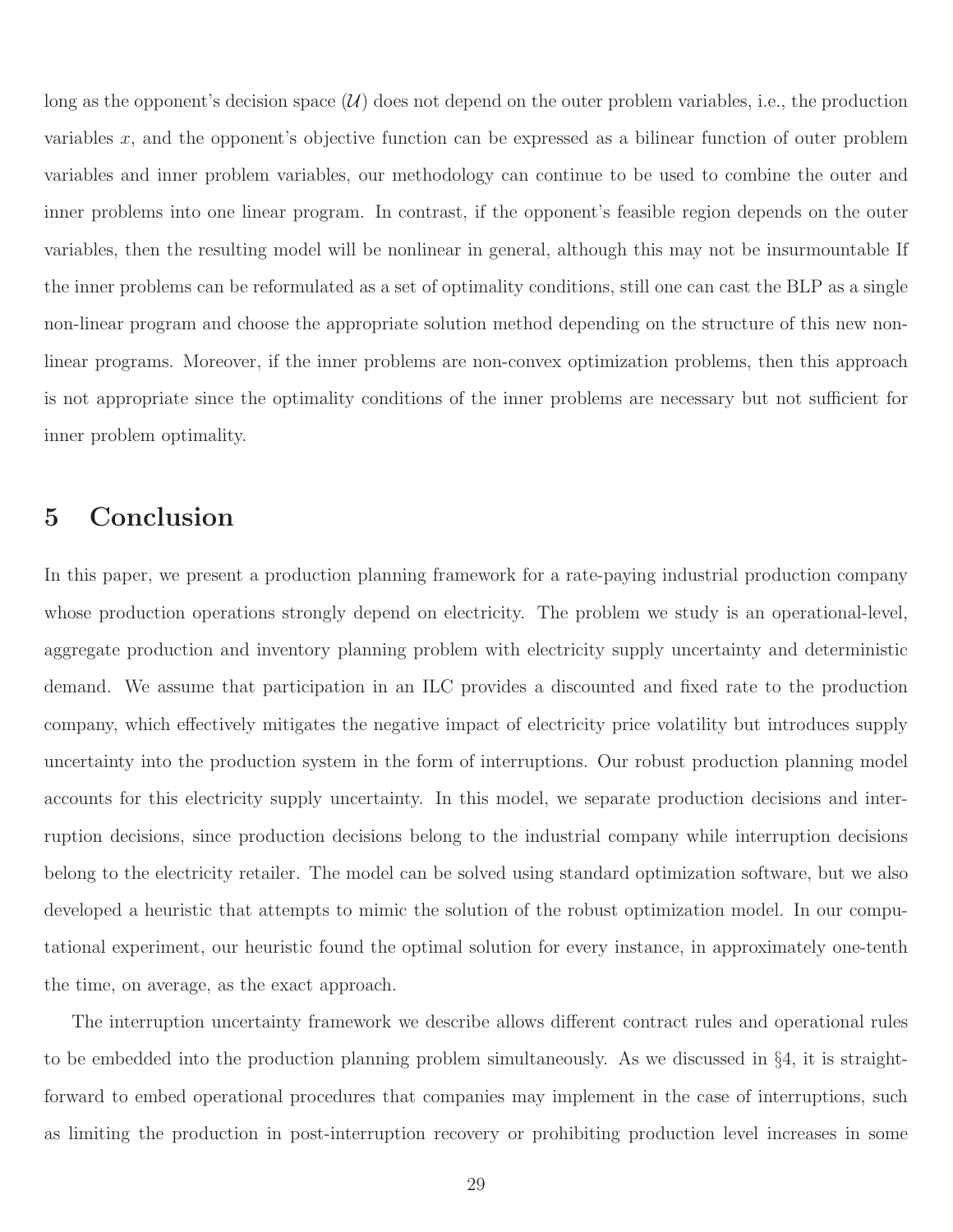long as the opponent's decision space ($\mathcal{U}$) does not depend on the outer problem variables, i.e., the production variables $x$, and the opponent's objective function can be expressed as a bilinear function of outer problem variables and inner problem variables, our methodology can continue to be used to combine the outer and inner problems into one linear program. In contrast, if the opponent's feasible region depends on the outer variables, then the resulting model will be nonlinear in general, although this may not be insurmountable If the inner problems can be reformulated as a set of optimality conditions, still one can cast the BLP as a single non-linear program and choose the appropriate solution method depending on the structure of this new non-linear programs. Moreover, if the inner problems are non-convex optimization problems, then this approach is not appropriate since the optimality conditions of the inner problems are necessary but not sufficient for inner problem optimality.

# 5 Conclusion

In this paper, we present a production planning framework for a rate-paying industrial production company whose production operations strongly depend on electricity. The problem we study is an operational-level, aggregate production and inventory planning problem with electricity supply uncertainty and deterministic demand. We assume that participation in an ILC provides a discounted and fixed rate to the production company, which effectively mitigates the negative impact of electricity price volatility but introduces supply uncertainty into the production system in the form of interruptions. Our robust production planning model accounts for this electricity supply uncertainty. In this model, we separate production decisions and interruption decisions, since production decisions belong to the industrial company while interruption decisions belong to the electricity retailer. The model can be solved using standard optimization software, but we also developed a heuristic that attempts to mimic the solution of the robust optimization model. In our computational experiment, our heuristic found the optimal solution for every instance, in approximately one-tenth the time, on average, as the exact approach.

The interruption uncertainty framework we describe allows different contract rules and operational rules to be embedded into the production planning problem simultaneously. As we discussed in §4, it is straightforward to embed operational procedures that companies may implement in the case of interruptions, such as limiting the production in post-interruption recovery or prohibiting production level increases in some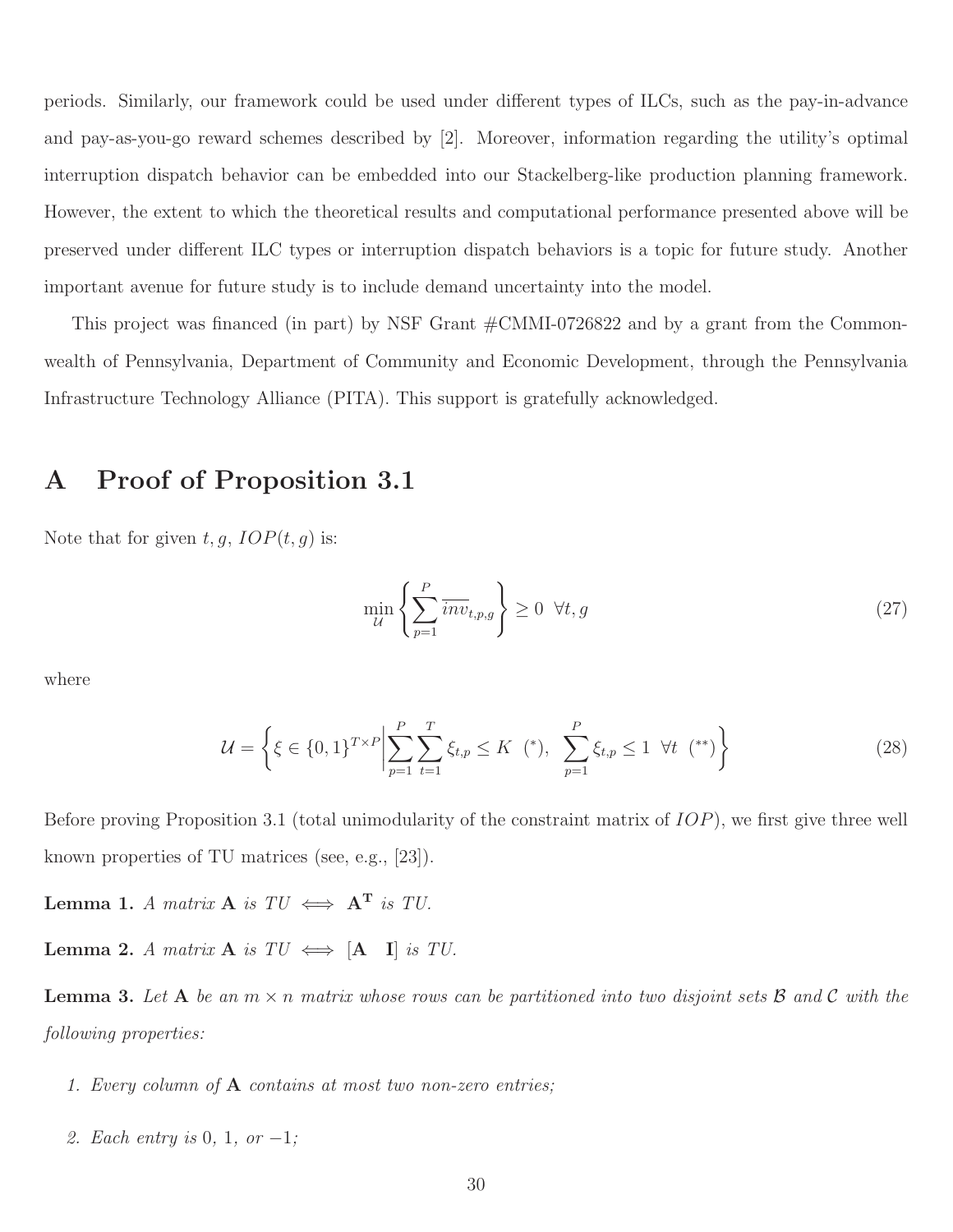periods. Similarly, our framework could be used under different types of ILCs, such as the pay-in-advance and pay-as-you-go reward schemes described by [2]. Moreover, information regarding the utility's optimal interruption dispatch behavior can be embedded into our Stackelberg-like production planning framework. However, the extent to which the theoretical results and computational performance presented above will be preserved under different ILC types or interruption dispatch behaviors is a topic for future study. Another important avenue for future study is to include demand uncertainty into the model.

This project was financed (in part) by NSF Grant #CMMI-0726822 and by a grant from the Commonwealth of Pennsylvania, Department of Community and Economic Development, through the Pennsylvania Infrastructure Technology Alliance (PITA). This support is gratefully acknowledged.

# A Proof of Proposition 3.1

Note that for given $t, g$, $IOP(t, g)$ is:

$$\min_{\mathcal{U}} \left\{ \sum_{p=1}^{P} \overline{inv}_{t,p,g} \right\} \geq 0 \ \ \forall t, g \tag{27}$$

where

$$\mathcal{U} = \left\{ \xi \in \{0,1\}^{T \times P} \middle| \sum_{p=1}^{P} \sum_{t=1}^{T} \xi_{t,p} \leq K \ \ (^{*}), \ \ \sum_{p=1}^{P} \xi_{t,p} \leq 1 \ \ \forall t \ \ (^{**}) \right\} \tag{28}$$

Before proving Proposition 3.1 (total unimodularity of the constraint matrix of $IOP$), we first give three well known properties of TU matrices (see, e.g., [23]).

**Lemma 1.** *A matrix* $\mathbf{A}$ *is TU* $\iff$ $\mathbf{A^T}$ *is TU.*

**Lemma 2.** *A matrix* $\mathbf{A}$ *is TU* $\iff$ $[\mathbf{A} \quad \mathbf{I}]$ *is TU.*

**Lemma 3.** *Let* $\mathbf{A}$ *be an* $m \times n$ *matrix whose rows can be partitioned into two disjoint sets* $\mathcal{B}$ *and* $\mathcal{C}$ *with the following properties:*

1. *Every column of* $\mathbf{A}$ *contains at most two non-zero entries;*

2. *Each entry is* $0$, $1$, *or* $-1$;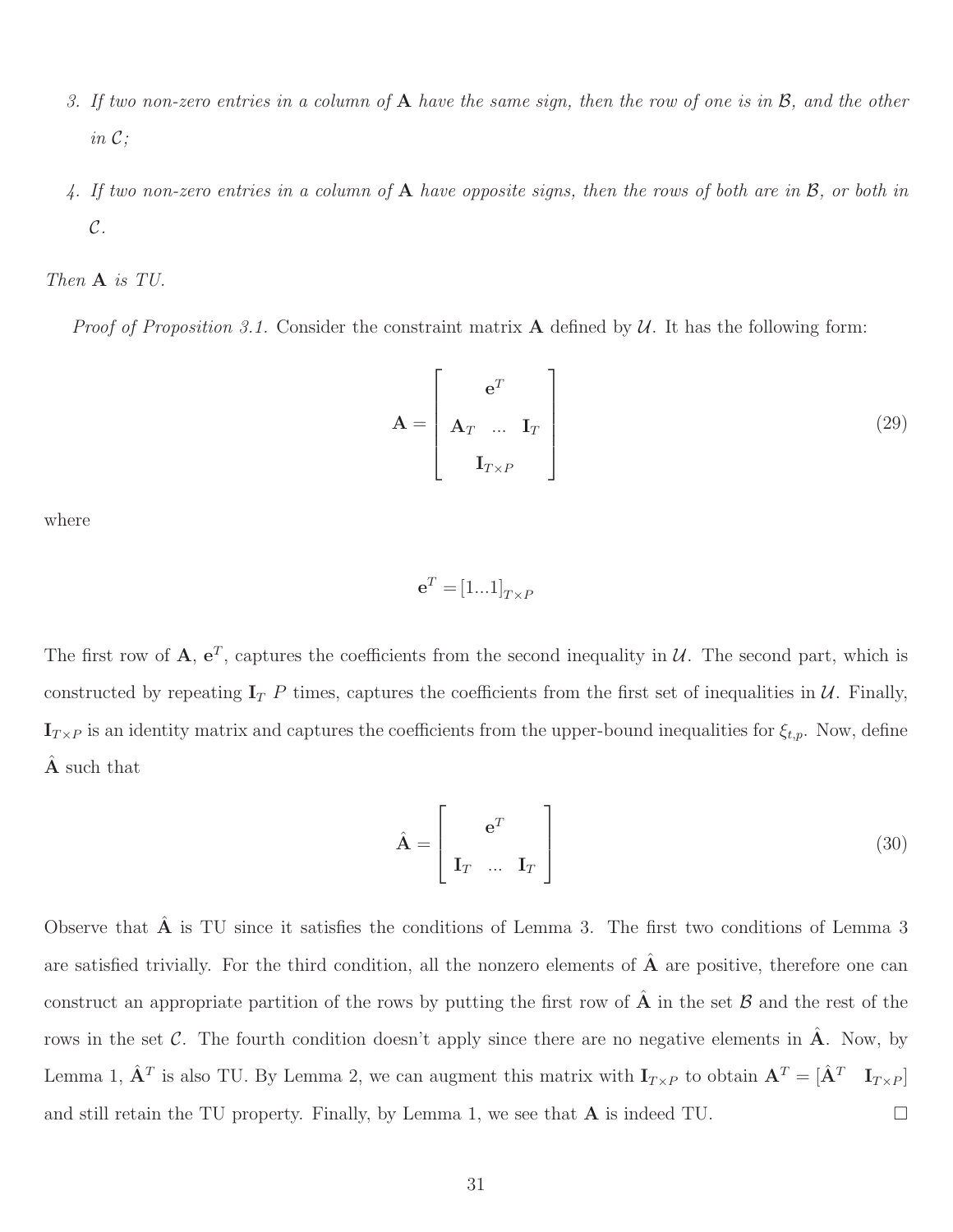3. *If two non-zero entries in a column of* $\mathbf{A}$ *have the same sign, then the row of one is in* $\mathcal{B}$*, and the other in* $\mathcal{C}$*;*

4. *If two non-zero entries in a column of* $\mathbf{A}$ *have opposite signs, then the rows of both are in* $\mathcal{B}$*, or both in* $\mathcal{C}$*.*

*Then* $\mathbf{A}$ *is TU.*

*Proof of Proposition 3.1.* Consider the constraint matrix $\mathbf{A}$ defined by $\mathcal{U}$. It has the following form:

$$\mathbf{A} = \begin{bmatrix} \mathbf{e}^T \\ \mathbf{A}_T \quad ... \quad \mathbf{I}_T \\ \mathbf{I}_{T\times P} \end{bmatrix} \tag{29}$$

where

$$\mathbf{e}^T = [1...1]_{T\times P}$$

The first row of $\mathbf{A}$, $\mathbf{e}^T$, captures the coefficients from the second inequality in $\mathcal{U}$. The second part, which is constructed by repeating $\mathbf{I}_T$ $P$ times, captures the coefficients from the first set of inequalities in $\mathcal{U}$. Finally, $\mathbf{I}_{T\times P}$ is an identity matrix and captures the coefficients from the upper-bound inequalities for $\xi_{t,p}$. Now, define $\hat{\mathbf{A}}$ such that

$$\hat{\mathbf{A}} = \begin{bmatrix} \mathbf{e}^T \\ \mathbf{I}_T \quad ... \quad \mathbf{I}_T \end{bmatrix} \tag{30}$$

Observe that $\hat{\mathbf{A}}$ is TU since it satisfies the conditions of Lemma 3. The first two conditions of Lemma 3 are satisfied trivially. For the third condition, all the nonzero elements of $\hat{\mathbf{A}}$ are positive, therefore one can construct an appropriate partition of the rows by putting the first row of $\hat{\mathbf{A}}$ in the set $\mathcal{B}$ and the rest of the rows in the set $\mathcal{C}$. The fourth condition doesn't apply since there are no negative elements in $\hat{\mathbf{A}}$. Now, by Lemma 1, $\hat{\mathbf{A}}^T$ is also TU. By Lemma 2, we can augment this matrix with $\mathbf{I}_{T\times P}$ to obtain $\mathbf{A}^T = [\hat{\mathbf{A}}^T \quad \mathbf{I}_{T\times P}]$ and still retain the TU property. Finally, by Lemma 1, we see that $\mathbf{A}$ is indeed TU. $\square$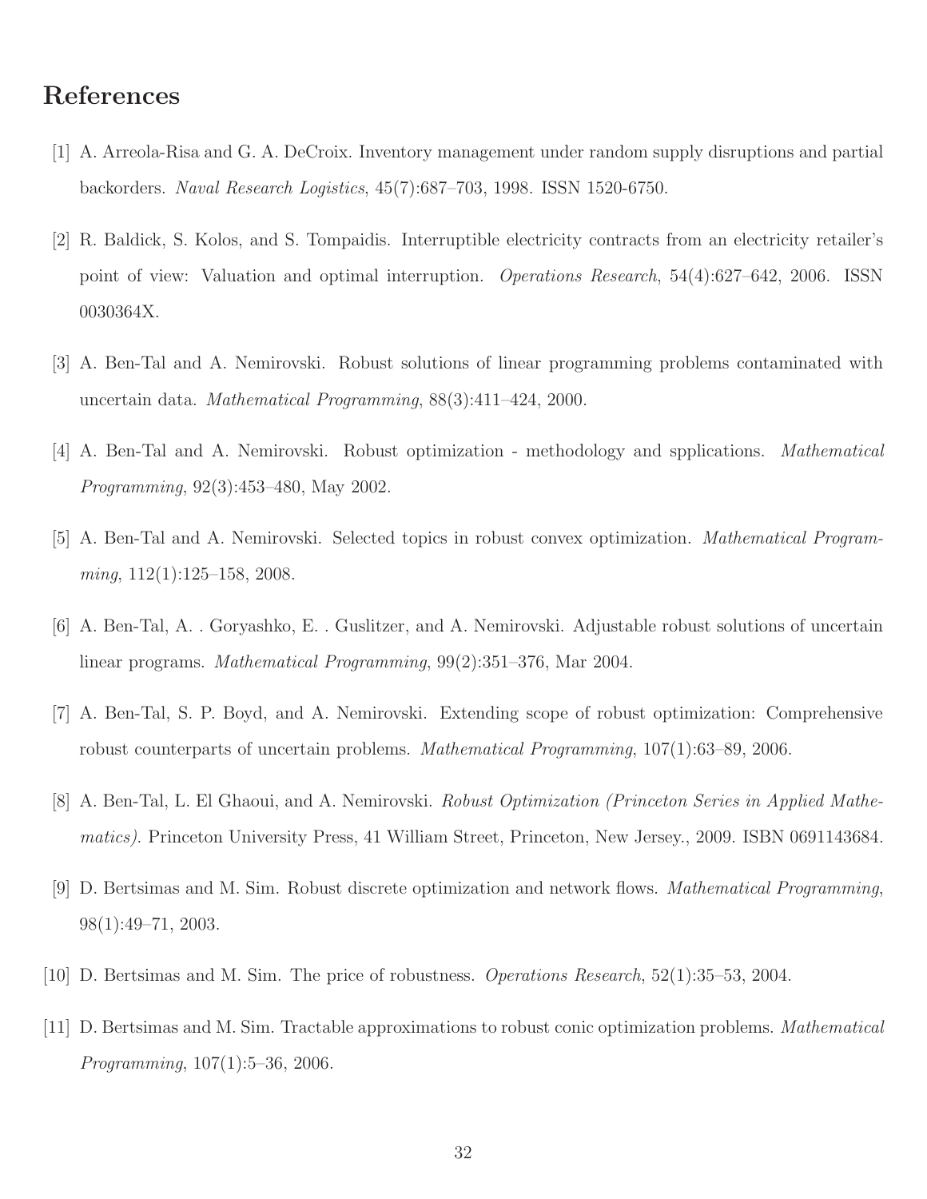# References

[1] A. Arreola-Risa and G. A. DeCroix. Inventory management under random supply disruptions and partial backorders. *Naval Research Logistics*, 45(7):687–703, 1998. ISSN 1520-6750.

[2] R. Baldick, S. Kolos, and S. Tompaidis. Interruptible electricity contracts from an electricity retailer's point of view: Valuation and optimal interruption. *Operations Research*, 54(4):627–642, 2006. ISSN 0030364X.

[3] A. Ben-Tal and A. Nemirovski. Robust solutions of linear programming problems contaminated with uncertain data. *Mathematical Programming*, 88(3):411–424, 2000.

[4] A. Ben-Tal and A. Nemirovski. Robust optimization - methodology and spplications. *Mathematical Programming*, 92(3):453–480, May 2002.

[5] A. Ben-Tal and A. Nemirovski. Selected topics in robust convex optimization. *Mathematical Programming*, 112(1):125–158, 2008.

[6] A. Ben-Tal, A. . Goryashko, E. . Guslitzer, and A. Nemirovski. Adjustable robust solutions of uncertain linear programs. *Mathematical Programming*, 99(2):351–376, Mar 2004.

[7] A. Ben-Tal, S. P. Boyd, and A. Nemirovski. Extending scope of robust optimization: Comprehensive robust counterparts of uncertain problems. *Mathematical Programming*, 107(1):63–89, 2006.

[8] A. Ben-Tal, L. El Ghaoui, and A. Nemirovski. *Robust Optimization (Princeton Series in Applied Mathematics)*. Princeton University Press, 41 William Street, Princeton, New Jersey., 2009. ISBN 0691143684.

[9] D. Bertsimas and M. Sim. Robust discrete optimization and network flows. *Mathematical Programming*, 98(1):49–71, 2003.

[10] D. Bertsimas and M. Sim. The price of robustness. *Operations Research*, 52(1):35–53, 2004.

[11] D. Bertsimas and M. Sim. Tractable approximations to robust conic optimization problems. *Mathematical Programming*, 107(1):5–36, 2006.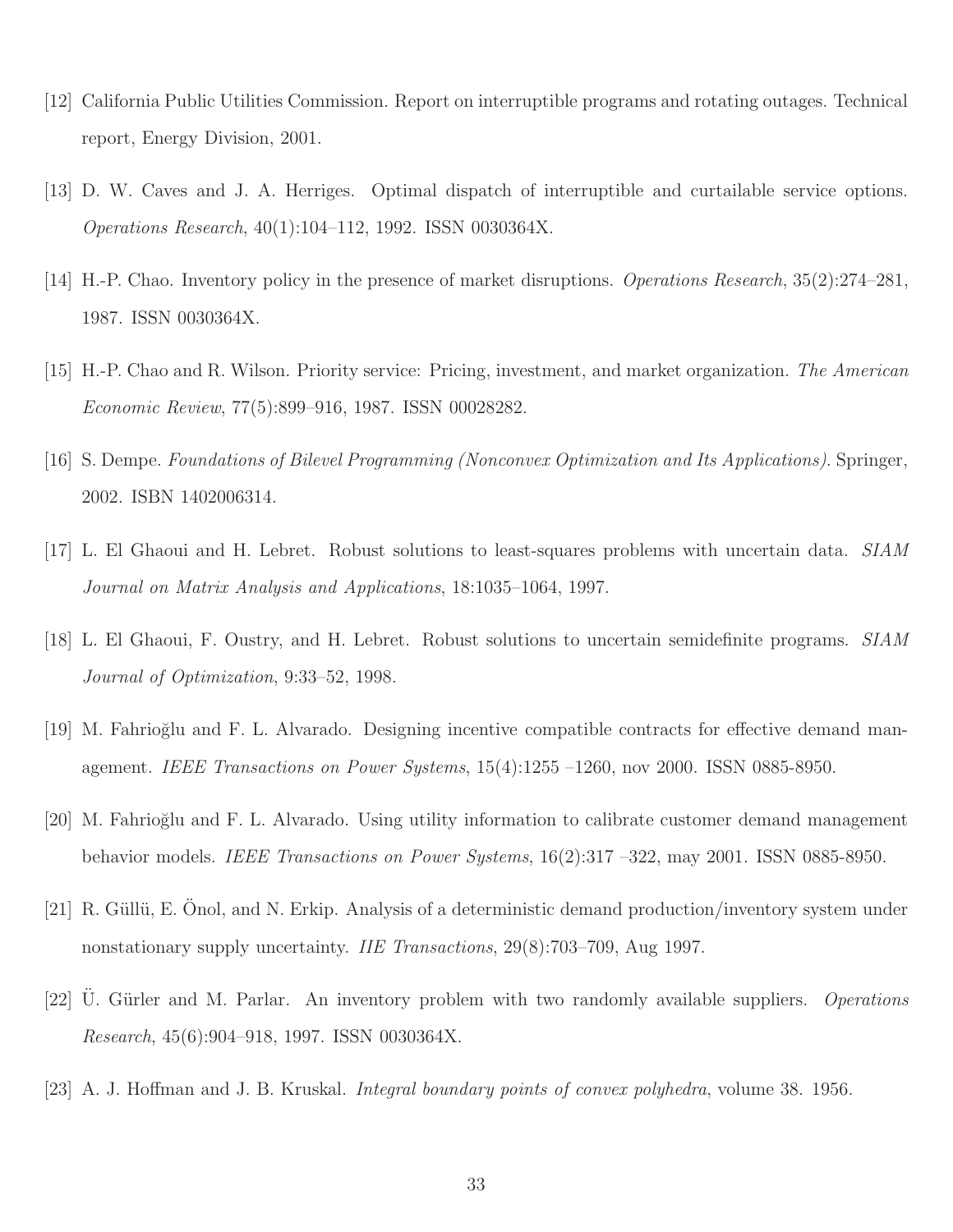[12] California Public Utilities Commission. Report on interruptible programs and rotating outages. Technical report, Energy Division, 2001.

[13] D. W. Caves and J. A. Herriges. Optimal dispatch of interruptible and curtailable service options. *Operations Research*, 40(1):104–112, 1992. ISSN 0030364X.

[14] H.-P. Chao. Inventory policy in the presence of market disruptions. *Operations Research*, 35(2):274–281, 1987. ISSN 0030364X.

[15] H.-P. Chao and R. Wilson. Priority service: Pricing, investment, and market organization. *The American Economic Review*, 77(5):899–916, 1987. ISSN 00028282.

[16] S. Dempe. *Foundations of Bilevel Programming (Nonconvex Optimization and Its Applications)*. Springer, 2002. ISBN 1402006314.

[17] L. El Ghaoui and H. Lebret. Robust solutions to least-squares problems with uncertain data. *SIAM Journal on Matrix Analysis and Applications*, 18:1035–1064, 1997.

[18] L. El Ghaoui, F. Oustry, and H. Lebret. Robust solutions to uncertain semidefinite programs. *SIAM Journal of Optimization*, 9:33–52, 1998.

[19] M. Fahrioğlu and F. L. Alvarado. Designing incentive compatible contracts for effective demand management. *IEEE Transactions on Power Systems*, 15(4):1255 –1260, nov 2000. ISSN 0885-8950.

[20] M. Fahrioğlu and F. L. Alvarado. Using utility information to calibrate customer demand management behavior models. *IEEE Transactions on Power Systems*, 16(2):317 –322, may 2001. ISSN 0885-8950.

[21] R. Güllü, E. Önol, and N. Erkip. Analysis of a deterministic demand production/inventory system under nonstationary supply uncertainty. *IIE Transactions*, 29(8):703–709, Aug 1997.

[22] Ü. Gürler and M. Parlar. An inventory problem with two randomly available suppliers. *Operations Research*, 45(6):904–918, 1997. ISSN 0030364X.

[23] A. J. Hoffman and J. B. Kruskal. *Integral boundary points of convex polyhedra*, volume 38. 1956.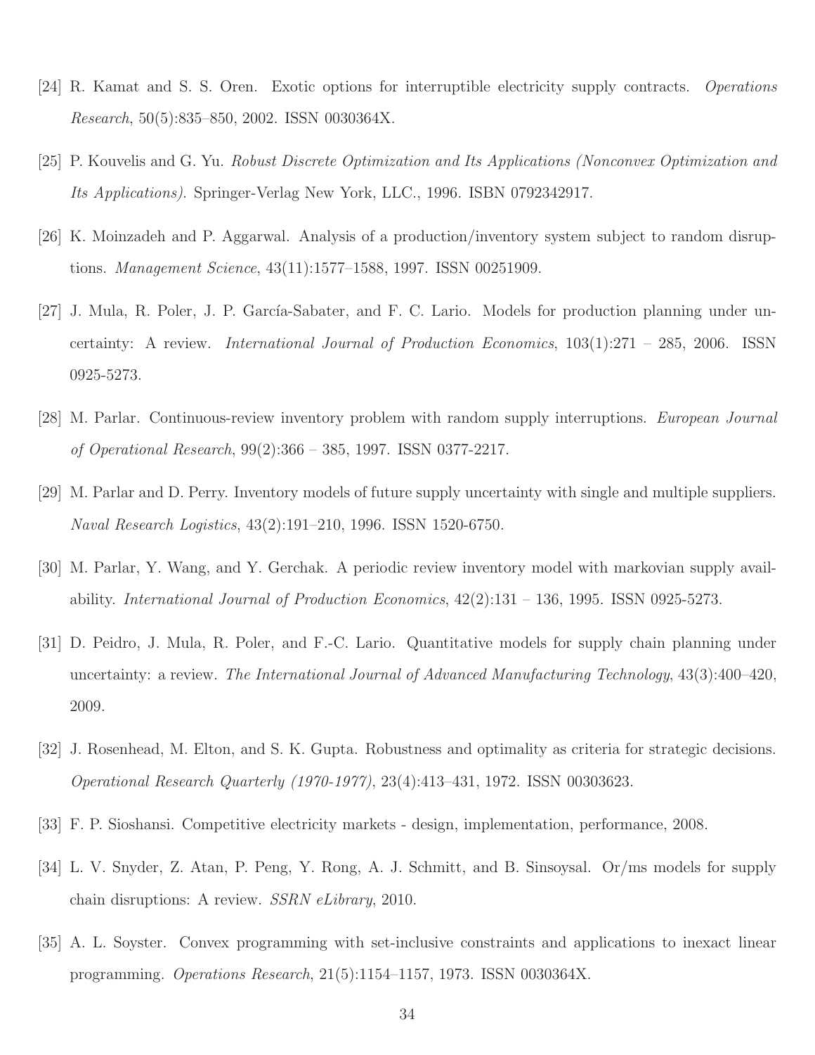[24] R. Kamat and S. S. Oren. Exotic options for interruptible electricity supply contracts. *Operations Research*, 50(5):835–850, 2002. ISSN 0030364X.

[25] P. Kouvelis and G. Yu. *Robust Discrete Optimization and Its Applications (Nonconvex Optimization and Its Applications)*. Springer-Verlag New York, LLC., 1996. ISBN 0792342917.

[26] K. Moinzadeh and P. Aggarwal. Analysis of a production/inventory system subject to random disruptions. *Management Science*, 43(11):1577–1588, 1997. ISSN 00251909.

[27] J. Mula, R. Poler, J. P. García-Sabater, and F. C. Lario. Models for production planning under uncertainty: A review. *International Journal of Production Economics*, 103(1):271 – 285, 2006. ISSN 0925-5273.

[28] M. Parlar. Continuous-review inventory problem with random supply interruptions. *European Journal of Operational Research*, 99(2):366 – 385, 1997. ISSN 0377-2217.

[29] M. Parlar and D. Perry. Inventory models of future supply uncertainty with single and multiple suppliers. *Naval Research Logistics*, 43(2):191–210, 1996. ISSN 1520-6750.

[30] M. Parlar, Y. Wang, and Y. Gerchak. A periodic review inventory model with markovian supply availability. *International Journal of Production Economics*, 42(2):131 – 136, 1995. ISSN 0925-5273.

[31] D. Peidro, J. Mula, R. Poler, and F.-C. Lario. Quantitative models for supply chain planning under uncertainty: a review. *The International Journal of Advanced Manufacturing Technology*, 43(3):400–420, 2009.

[32] J. Rosenhead, M. Elton, and S. K. Gupta. Robustness and optimality as criteria for strategic decisions. *Operational Research Quarterly (1970-1977)*, 23(4):413–431, 1972. ISSN 00303623.

[33] F. P. Sioshansi. Competitive electricity markets - design, implementation, performance, 2008.

[34] L. V. Snyder, Z. Atan, P. Peng, Y. Rong, A. J. Schmitt, and B. Sinsoysal. Or/ms models for supply chain disruptions: A review. *SSRN eLibrary*, 2010.

[35] A. L. Soyster. Convex programming with set-inclusive constraints and applications to inexact linear programming. *Operations Research*, 21(5):1154–1157, 1973. ISSN 0030364X.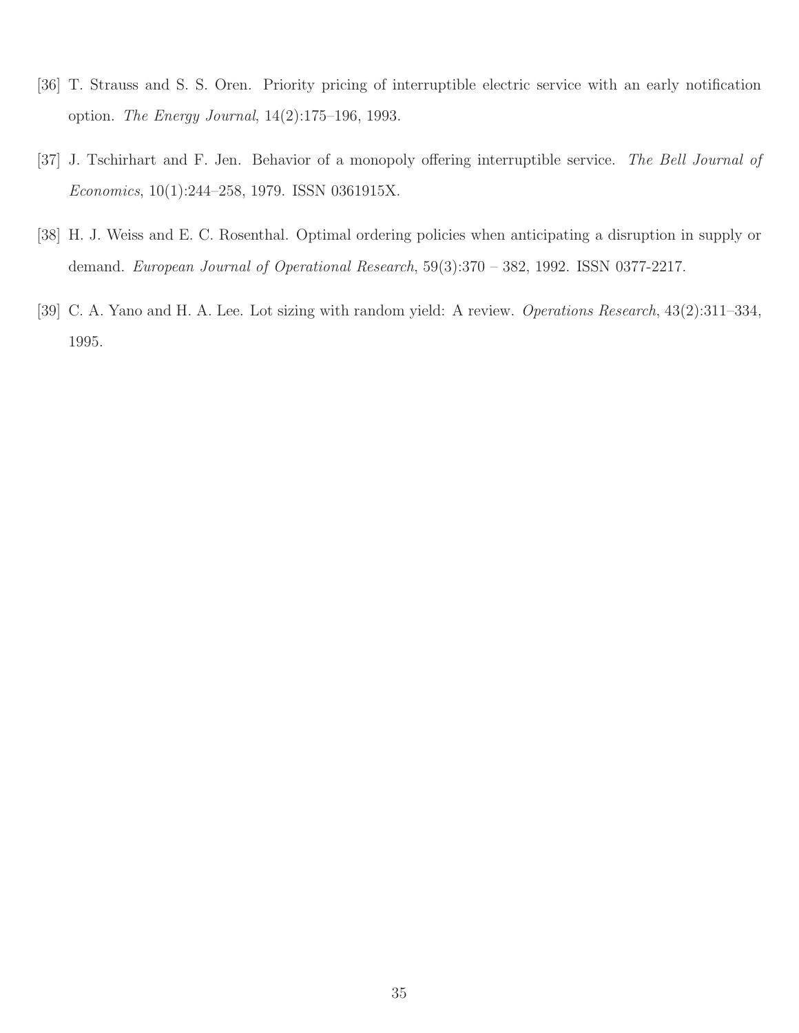[36] T. Strauss and S. S. Oren. Priority pricing of interruptible electric service with an early notification option. *The Energy Journal*, 14(2):175–196, 1993.

[37] J. Tschirhart and F. Jen. Behavior of a monopoly offering interruptible service. *The Bell Journal of Economics*, 10(1):244–258, 1979. ISSN 0361915X.

[38] H. J. Weiss and E. C. Rosenthal. Optimal ordering policies when anticipating a disruption in supply or demand. *European Journal of Operational Research*, 59(3):370 – 382, 1992. ISSN 0377-2217.

[39] C. A. Yano and H. A. Lee. Lot sizing with random yield: A review. *Operations Research*, 43(2):311–334, 1995.